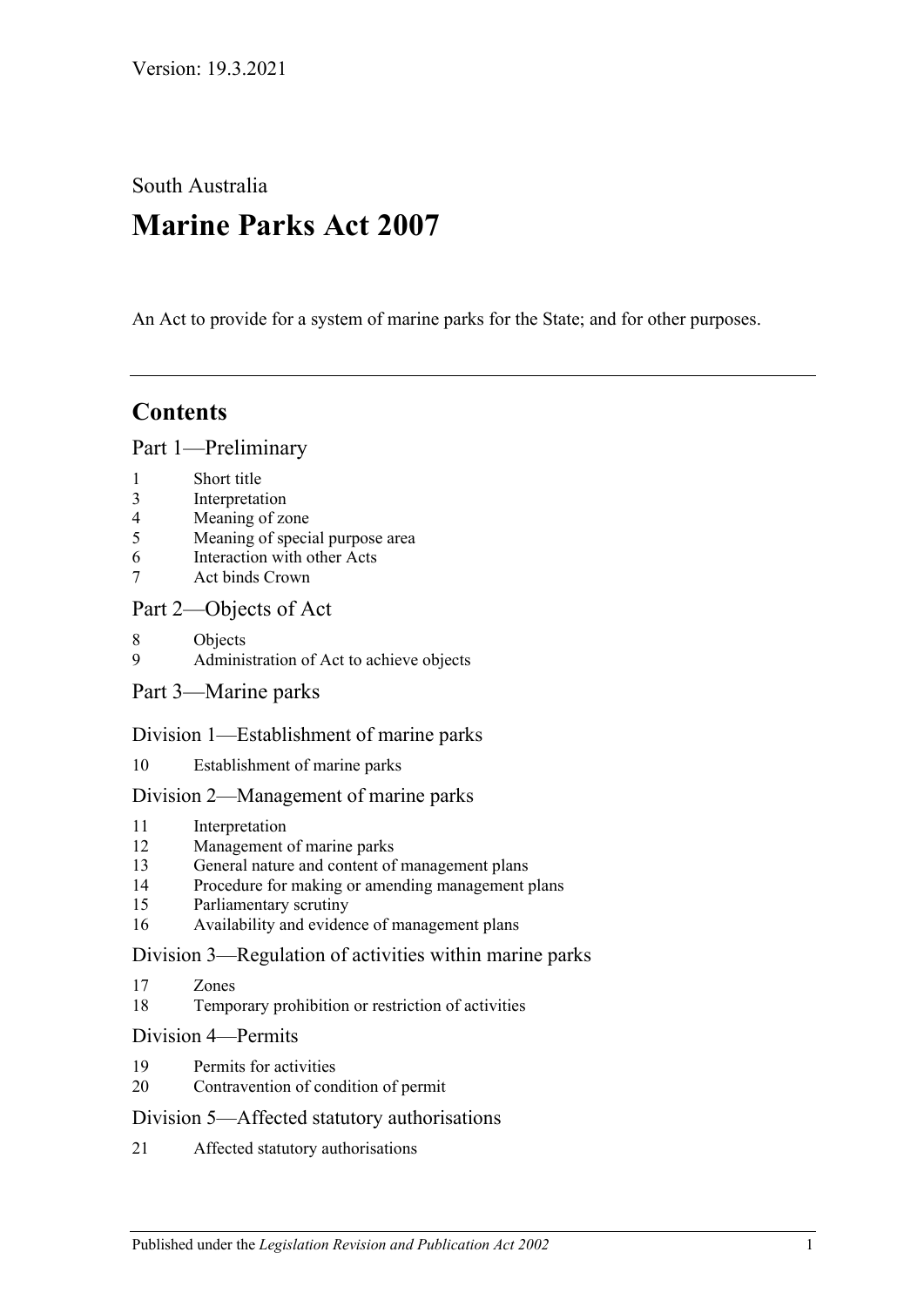Version: 19.3.2021

South Australia

# Marine Parks Act 2007

An Act to provide for a system of marine parks for the State; and for other purposes.

## Contents

### Part 1—Preliminary

1 Short title
3 Interpretation
4 Meaning of zone
5 Meaning of special purpose area
6 Interaction with other Acts
7 Act binds Crown

### Part 2—Objects of Act

8 Objects
9 Administration of Act to achieve objects

### Part 3—Marine parks

#### Division 1—Establishment of marine parks

10 Establishment of marine parks

#### Division 2—Management of marine parks

11 Interpretation
12 Management of marine parks
13 General nature and content of management plans
14 Procedure for making or amending management plans
15 Parliamentary scrutiny
16 Availability and evidence of management plans

#### Division 3—Regulation of activities within marine parks

17 Zones
18 Temporary prohibition or restriction of activities

#### Division 4—Permits

19 Permits for activities
20 Contravention of condition of permit

#### Division 5—Affected statutory authorisations

21 Affected statutory authorisations

Published under the *Legislation Revision and Publication Act 2002*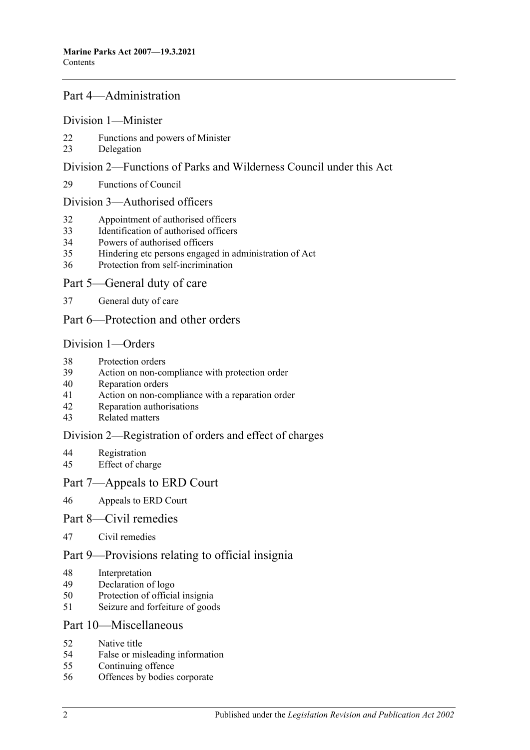## Part 4—Administration

### Division 1—Minister

22 Functions and powers of Minister
23 Delegation

### Division 2—Functions of Parks and Wilderness Council under this Act

29 Functions of Council

### Division 3—Authorised officers

32 Appointment of authorised officers
33 Identification of authorised officers
34 Powers of authorised officers
35 Hindering etc persons engaged in administration of Act
36 Protection from self-incrimination

## Part 5—General duty of care

37 General duty of care

## Part 6—Protection and other orders

### Division 1—Orders

38 Protection orders
39 Action on non-compliance with protection order
40 Reparation orders
41 Action on non-compliance with a reparation order
42 Reparation authorisations
43 Related matters

### Division 2—Registration of orders and effect of charges

44 Registration
45 Effect of charge

## Part 7—Appeals to ERD Court

46 Appeals to ERD Court

## Part 8—Civil remedies

47 Civil remedies

## Part 9—Provisions relating to official insignia

48 Interpretation
49 Declaration of logo
50 Protection of official insignia
51 Seizure and forfeiture of goods

## Part 10—Miscellaneous

52 Native title
54 False or misleading information
55 Continuing offence
56 Offences by bodies corporate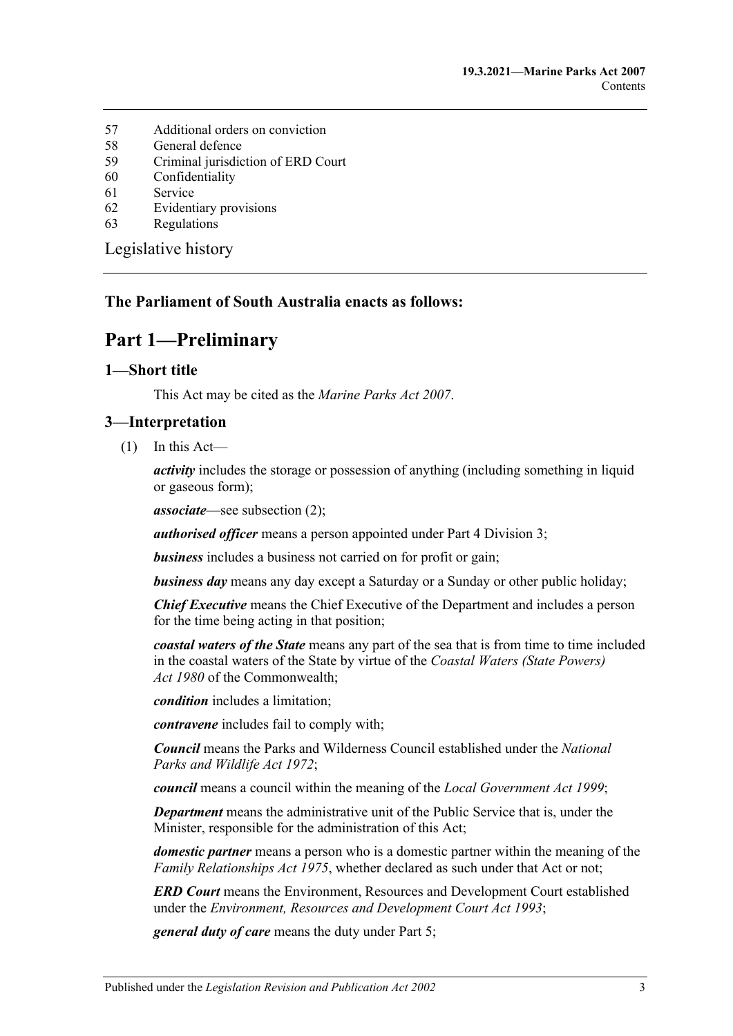57 Additional orders on conviction
58 General defence
59 Criminal jurisdiction of ERD Court
60 Confidentiality
61 Service
62 Evidentiary provisions
63 Regulations

Legislative history

**The Parliament of South Australia enacts as follows:**

# Part 1—Preliminary

## 1—Short title

This Act may be cited as the *Marine Parks Act 2007*.

## 3—Interpretation

(1) In this Act—

***activity*** includes the storage or possession of anything (including something in liquid or gaseous form);

***associate***—see subsection (2);

***authorised officer*** means a person appointed under Part 4 Division 3;

***business*** includes a business not carried on for profit or gain;

***business day*** means any day except a Saturday or a Sunday or other public holiday;

***Chief Executive*** means the Chief Executive of the Department and includes a person for the time being acting in that position;

***coastal waters of the State*** means any part of the sea that is from time to time included in the coastal waters of the State by virtue of the *Coastal Waters (State Powers) Act 1980* of the Commonwealth;

***condition*** includes a limitation;

***contravene*** includes fail to comply with;

***Council*** means the Parks and Wilderness Council established under the *National Parks and Wildlife Act 1972*;

***council*** means a council within the meaning of the *Local Government Act 1999*;

***Department*** means the administrative unit of the Public Service that is, under the Minister, responsible for the administration of this Act;

***domestic partner*** means a person who is a domestic partner within the meaning of the *Family Relationships Act 1975*, whether declared as such under that Act or not;

***ERD Court*** means the Environment, Resources and Development Court established under the *Environment, Resources and Development Court Act 1993*;

***general duty of care*** means the duty under Part 5;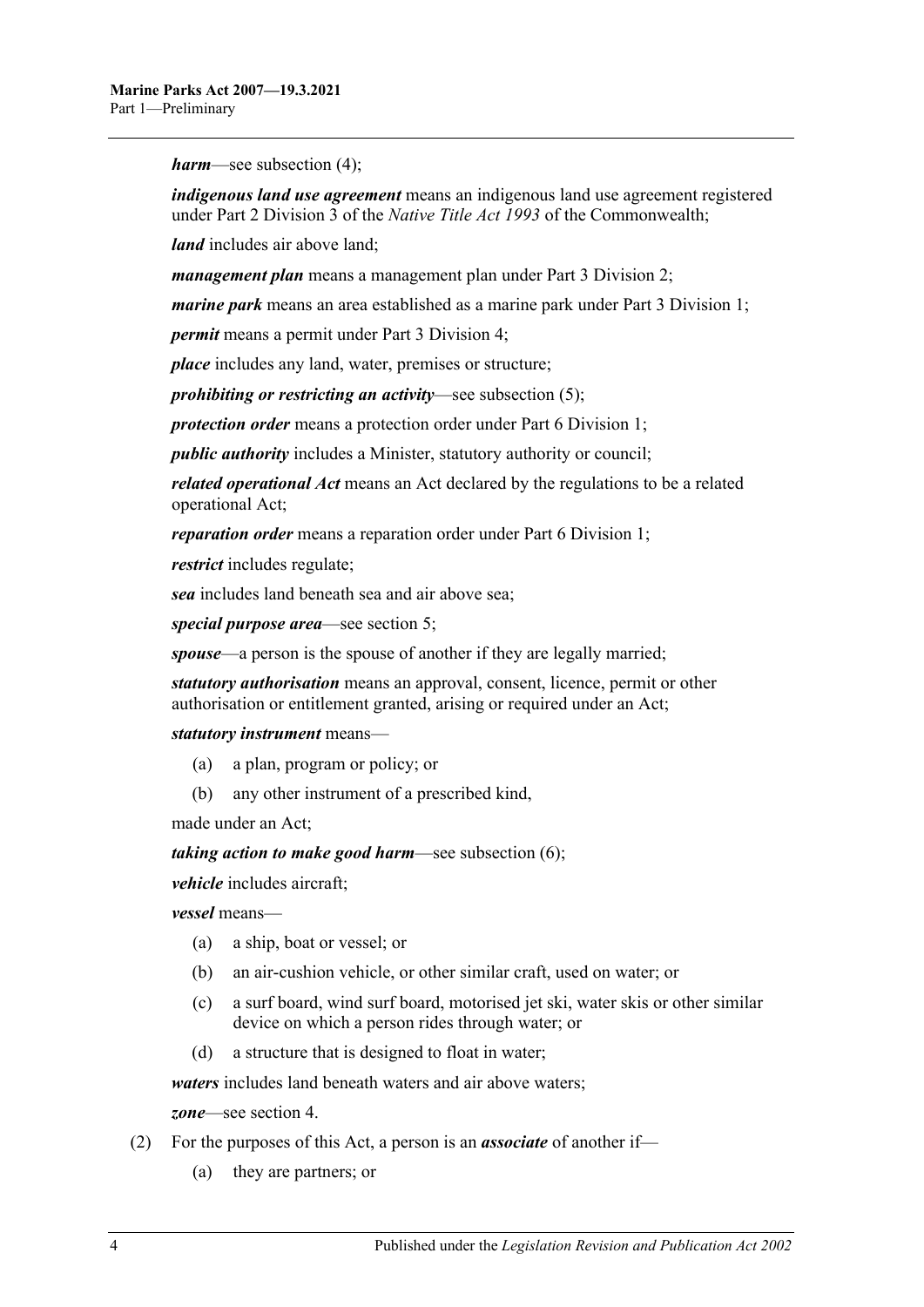***harm***—see subsection (4);

***indigenous land use agreement*** means an indigenous land use agreement registered under Part 2 Division 3 of the *Native Title Act 1993* of the Commonwealth;

***land*** includes air above land;

***management plan*** means a management plan under Part 3 Division 2;

***marine park*** means an area established as a marine park under Part 3 Division 1;

***permit*** means a permit under Part 3 Division 4;

***place*** includes any land, water, premises or structure;

***prohibiting or restricting an activity***—see subsection (5);

***protection order*** means a protection order under Part 6 Division 1;

***public authority*** includes a Minister, statutory authority or council;

***related operational Act*** means an Act declared by the regulations to be a related operational Act;

***reparation order*** means a reparation order under Part 6 Division 1;

***restrict*** includes regulate;

***sea*** includes land beneath sea and air above sea;

***special purpose area***—see section 5;

***spouse***—a person is the spouse of another if they are legally married;

***statutory authorisation*** means an approval, consent, licence, permit or other authorisation or entitlement granted, arising or required under an Act;

***statutory instrument*** means—

(a) a plan, program or policy; or

(b) any other instrument of a prescribed kind,

made under an Act;

***taking action to make good harm***—see subsection (6);

***vehicle*** includes aircraft;

***vessel*** means—

(a) a ship, boat or vessel; or

(b) an air-cushion vehicle, or other similar craft, used on water; or

(c) a surf board, wind surf board, motorised jet ski, water skis or other similar device on which a person rides through water; or

(d) a structure that is designed to float in water;

***waters*** includes land beneath waters and air above waters;

***zone***—see section 4.

(2) For the purposes of this Act, a person is an ***associate*** of another if—

(a) they are partners; or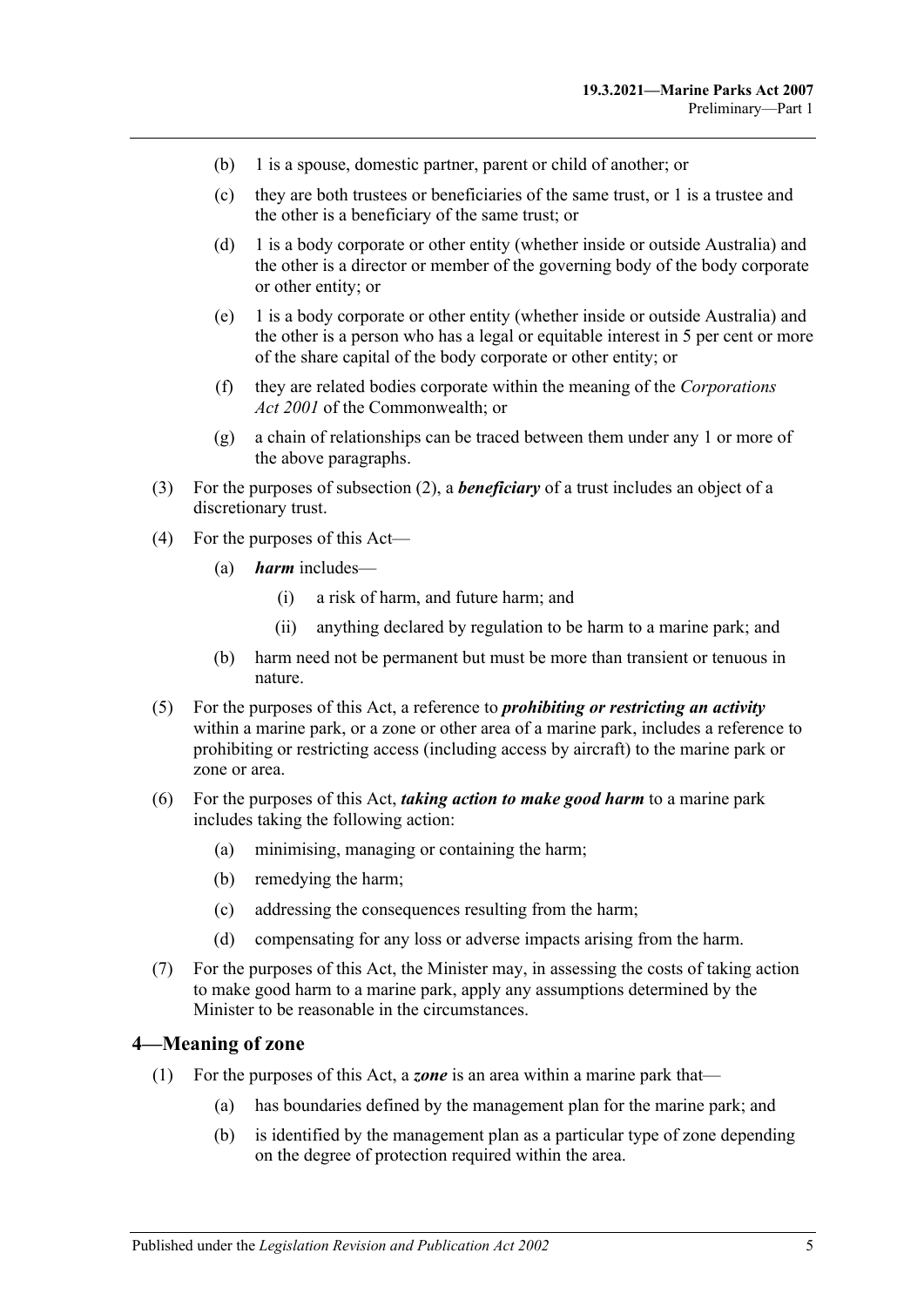(b) 1 is a spouse, domestic partner, parent or child of another; or

(c) they are both trustees or beneficiaries of the same trust, or 1 is a trustee and the other is a beneficiary of the same trust; or

(d) 1 is a body corporate or other entity (whether inside or outside Australia) and the other is a director or member of the governing body of the body corporate or other entity; or

(e) 1 is a body corporate or other entity (whether inside or outside Australia) and the other is a person who has a legal or equitable interest in 5 per cent or more of the share capital of the body corporate or other entity; or

(f) they are related bodies corporate within the meaning of the *Corporations Act 2001* of the Commonwealth; or

(g) a chain of relationships can be traced between them under any 1 or more of the above paragraphs.

(3) For the purposes of subsection (2), a ***beneficiary*** of a trust includes an object of a discretionary trust.

(4) For the purposes of this Act—

(a) ***harm*** includes—

(i) a risk of harm, and future harm; and

(ii) anything declared by regulation to be harm to a marine park; and

(b) harm need not be permanent but must be more than transient or tenuous in nature.

(5) For the purposes of this Act, a reference to ***prohibiting or restricting an activity*** within a marine park, or a zone or other area of a marine park, includes a reference to prohibiting or restricting access (including access by aircraft) to the marine park or zone or area.

(6) For the purposes of this Act, ***taking action to make good harm*** to a marine park includes taking the following action:

(a) minimising, managing or containing the harm;

(b) remedying the harm;

(c) addressing the consequences resulting from the harm;

(d) compensating for any loss or adverse impacts arising from the harm.

(7) For the purposes of this Act, the Minister may, in assessing the costs of taking action to make good harm to a marine park, apply any assumptions determined by the Minister to be reasonable in the circumstances.

## 4—Meaning of zone

(1) For the purposes of this Act, a ***zone*** is an area within a marine park that—

(a) has boundaries defined by the management plan for the marine park; and

(b) is identified by the management plan as a particular type of zone depending on the degree of protection required within the area.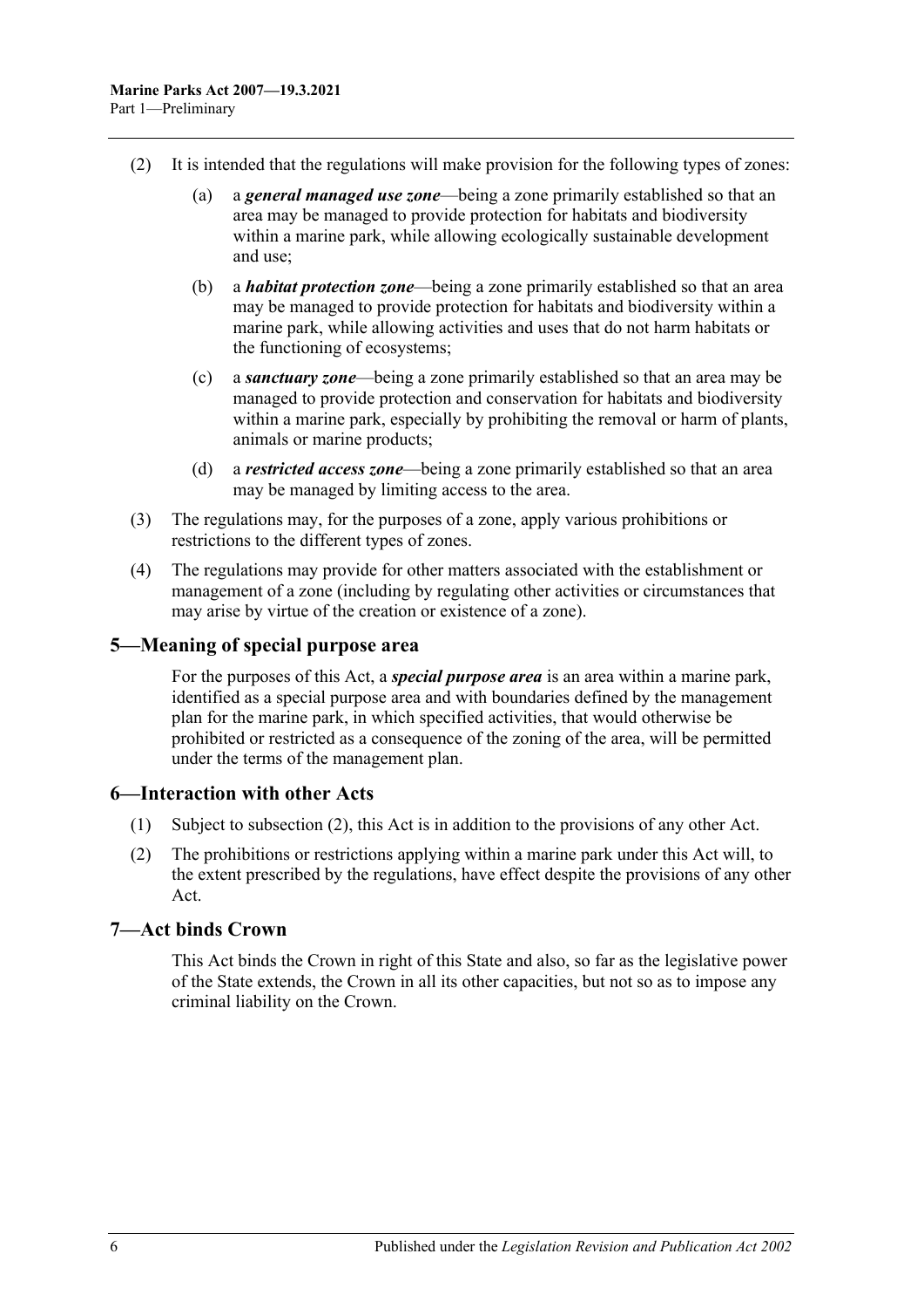(2) It is intended that the regulations will make provision for the following types of zones:

(a) a ***general managed use zone***—being a zone primarily established so that an area may be managed to provide protection for habitats and biodiversity within a marine park, while allowing ecologically sustainable development and use;

(b) a ***habitat protection zone***—being a zone primarily established so that an area may be managed to provide protection for habitats and biodiversity within a marine park, while allowing activities and uses that do not harm habitats or the functioning of ecosystems;

(c) a ***sanctuary zone***—being a zone primarily established so that an area may be managed to provide protection and conservation for habitats and biodiversity within a marine park, especially by prohibiting the removal or harm of plants, animals or marine products;

(d) a ***restricted access zone***—being a zone primarily established so that an area may be managed by limiting access to the area.

(3) The regulations may, for the purposes of a zone, apply various prohibitions or restrictions to the different types of zones.

(4) The regulations may provide for other matters associated with the establishment or management of a zone (including by regulating other activities or circumstances that may arise by virtue of the creation or existence of a zone).

## 5—Meaning of special purpose area

For the purposes of this Act, a ***special purpose area*** is an area within a marine park, identified as a special purpose area and with boundaries defined by the management plan for the marine park, in which specified activities, that would otherwise be prohibited or restricted as a consequence of the zoning of the area, will be permitted under the terms of the management plan.

## 6—Interaction with other Acts

(1) Subject to subsection (2), this Act is in addition to the provisions of any other Act.

(2) The prohibitions or restrictions applying within a marine park under this Act will, to the extent prescribed by the regulations, have effect despite the provisions of any other Act.

## 7—Act binds Crown

This Act binds the Crown in right of this State and also, so far as the legislative power of the State extends, the Crown in all its other capacities, but not so as to impose any criminal liability on the Crown.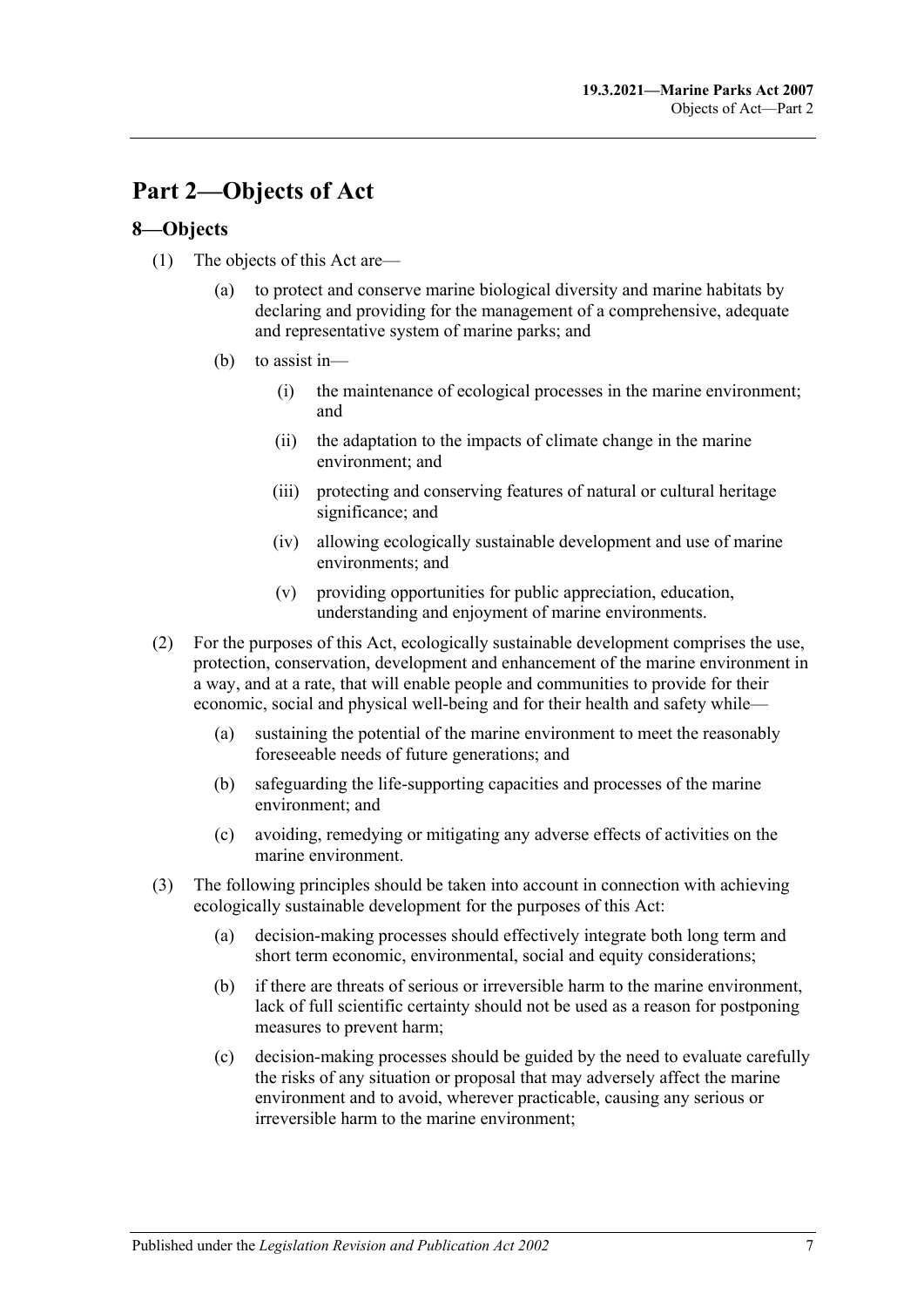# Part 2—Objects of Act

## 8—Objects

(1) The objects of this Act are—

   (a) to protect and conserve marine biological diversity and marine habitats by declaring and providing for the management of a comprehensive, adequate and representative system of marine parks; and

   (b) to assist in—

      (i) the maintenance of ecological processes in the marine environment; and

      (ii) the adaptation to the impacts of climate change in the marine environment; and

      (iii) protecting and conserving features of natural or cultural heritage significance; and

      (iv) allowing ecologically sustainable development and use of marine environments; and

      (v) providing opportunities for public appreciation, education, understanding and enjoyment of marine environments.

(2) For the purposes of this Act, ecologically sustainable development comprises the use, protection, conservation, development and enhancement of the marine environment in a way, and at a rate, that will enable people and communities to provide for their economic, social and physical well-being and for their health and safety while—

   (a) sustaining the potential of the marine environment to meet the reasonably foreseeable needs of future generations; and

   (b) safeguarding the life-supporting capacities and processes of the marine environment; and

   (c) avoiding, remedying or mitigating any adverse effects of activities on the marine environment.

(3) The following principles should be taken into account in connection with achieving ecologically sustainable development for the purposes of this Act:

   (a) decision-making processes should effectively integrate both long term and short term economic, environmental, social and equity considerations;

   (b) if there are threats of serious or irreversible harm to the marine environment, lack of full scientific certainty should not be used as a reason for postponing measures to prevent harm;

   (c) decision-making processes should be guided by the need to evaluate carefully the risks of any situation or proposal that may adversely affect the marine environment and to avoid, wherever practicable, causing any serious or irreversible harm to the marine environment;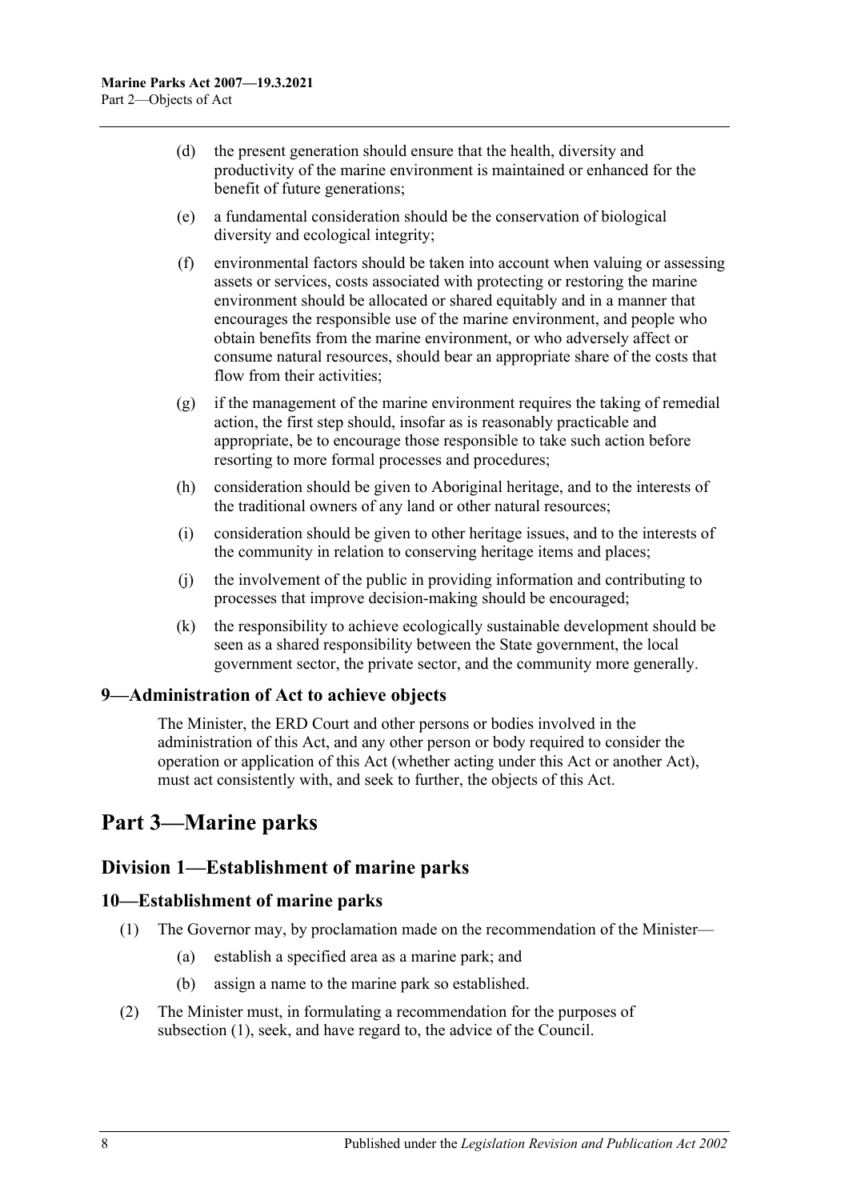(d) the present generation should ensure that the health, diversity and productivity of the marine environment is maintained or enhanced for the benefit of future generations;

(e) a fundamental consideration should be the conservation of biological diversity and ecological integrity;

(f) environmental factors should be taken into account when valuing or assessing assets or services, costs associated with protecting or restoring the marine environment should be allocated or shared equitably and in a manner that encourages the responsible use of the marine environment, and people who obtain benefits from the marine environment, or who adversely affect or consume natural resources, should bear an appropriate share of the costs that flow from their activities;

(g) if the management of the marine environment requires the taking of remedial action, the first step should, insofar as is reasonably practicable and appropriate, be to encourage those responsible to take such action before resorting to more formal processes and procedures;

(h) consideration should be given to Aboriginal heritage, and to the interests of the traditional owners of any land or other natural resources;

(i) consideration should be given to other heritage issues, and to the interests of the community in relation to conserving heritage items and places;

(j) the involvement of the public in providing information and contributing to processes that improve decision-making should be encouraged;

(k) the responsibility to achieve ecologically sustainable development should be seen as a shared responsibility between the State government, the local government sector, the private sector, and the community more generally.

### 9—Administration of Act to achieve objects

The Minister, the ERD Court and other persons or bodies involved in the administration of this Act, and any other person or body required to consider the operation or application of this Act (whether acting under this Act or another Act), must act consistently with, and seek to further, the objects of this Act.

# Part 3—Marine parks

## Division 1—Establishment of marine parks

### 10—Establishment of marine parks

(1) The Governor may, by proclamation made on the recommendation of the Minister—

(a) establish a specified area as a marine park; and

(b) assign a name to the marine park so established.

(2) The Minister must, in formulating a recommendation for the purposes of subsection (1), seek, and have regard to, the advice of the Council.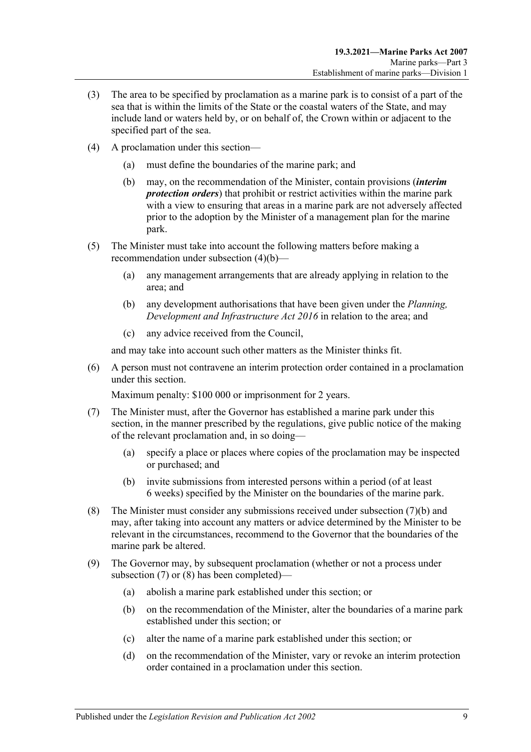(3) The area to be specified by proclamation as a marine park is to consist of a part of the sea that is within the limits of the State or the coastal waters of the State, and may include land or waters held by, or on behalf of, the Crown within or adjacent to the specified part of the sea.

(4) A proclamation under this section—

  (a) must define the boundaries of the marine park; and

  (b) may, on the recommendation of the Minister, contain provisions (***interim protection orders***) that prohibit or restrict activities within the marine park with a view to ensuring that areas in a marine park are not adversely affected prior to the adoption by the Minister of a management plan for the marine park.

(5) The Minister must take into account the following matters before making a recommendation under subsection (4)(b)—

  (a) any management arrangements that are already applying in relation to the area; and

  (b) any development authorisations that have been given under the *Planning, Development and Infrastructure Act 2016* in relation to the area; and

  (c) any advice received from the Council,

and may take into account such other matters as the Minister thinks fit.

(6) A person must not contravene an interim protection order contained in a proclamation under this section.

Maximum penalty: $100 000 or imprisonment for 2 years.

(7) The Minister must, after the Governor has established a marine park under this section, in the manner prescribed by the regulations, give public notice of the making of the relevant proclamation and, in so doing—

  (a) specify a place or places where copies of the proclamation may be inspected or purchased; and

  (b) invite submissions from interested persons within a period (of at least 6 weeks) specified by the Minister on the boundaries of the marine park.

(8) The Minister must consider any submissions received under subsection (7)(b) and may, after taking into account any matters or advice determined by the Minister to be relevant in the circumstances, recommend to the Governor that the boundaries of the marine park be altered.

(9) The Governor may, by subsequent proclamation (whether or not a process under subsection (7) or (8) has been completed)—

  (a) abolish a marine park established under this section; or

  (b) on the recommendation of the Minister, alter the boundaries of a marine park established under this section; or

  (c) alter the name of a marine park established under this section; or

  (d) on the recommendation of the Minister, vary or revoke an interim protection order contained in a proclamation under this section.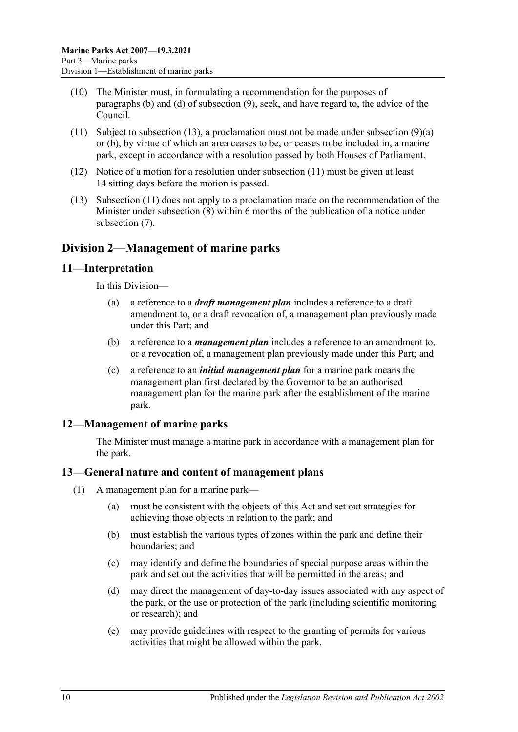(10) The Minister must, in formulating a recommendation for the purposes of paragraphs (b) and (d) of subsection (9), seek, and have regard to, the advice of the Council.

(11) Subject to subsection (13), a proclamation must not be made under subsection (9)(a) or (b), by virtue of which an area ceases to be, or ceases to be included in, a marine park, except in accordance with a resolution passed by both Houses of Parliament.

(12) Notice of a motion for a resolution under subsection (11) must be given at least 14 sitting days before the motion is passed.

(13) Subsection (11) does not apply to a proclamation made on the recommendation of the Minister under subsection (8) within 6 months of the publication of a notice under subsection (7).

## Division 2—Management of marine parks

### 11—Interpretation

In this Division—

(a) a reference to a ***draft management plan*** includes a reference to a draft amendment to, or a draft revocation of, a management plan previously made under this Part; and

(b) a reference to a ***management plan*** includes a reference to an amendment to, or a revocation of, a management plan previously made under this Part; and

(c) a reference to an ***initial management plan*** for a marine park means the management plan first declared by the Governor to be an authorised management plan for the marine park after the establishment of the marine park.

### 12—Management of marine parks

The Minister must manage a marine park in accordance with a management plan for the park.

### 13—General nature and content of management plans

(1) A management plan for a marine park—

(a) must be consistent with the objects of this Act and set out strategies for achieving those objects in relation to the park; and

(b) must establish the various types of zones within the park and define their boundaries; and

(c) may identify and define the boundaries of special purpose areas within the park and set out the activities that will be permitted in the areas; and

(d) may direct the management of day-to-day issues associated with any aspect of the park, or the use or protection of the park (including scientific monitoring or research); and

(e) may provide guidelines with respect to the granting of permits for various activities that might be allowed within the park.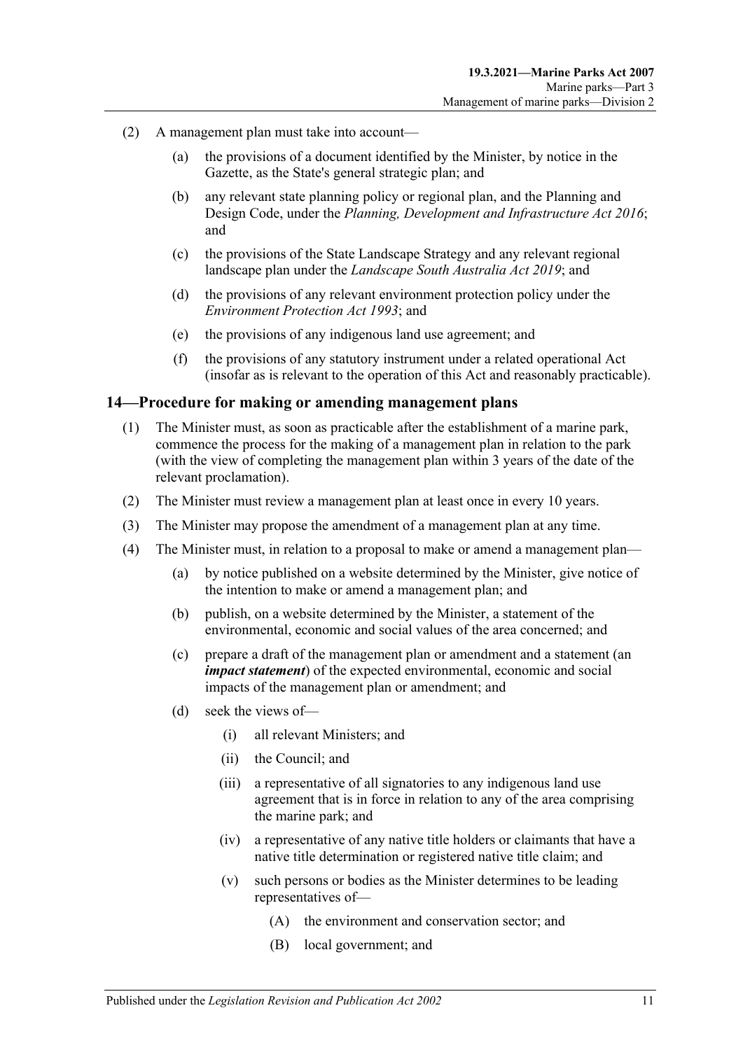(2) A management plan must take into account—

(a) the provisions of a document identified by the Minister, by notice in the Gazette, as the State's general strategic plan; and

(b) any relevant state planning policy or regional plan, and the Planning and Design Code, under the *Planning, Development and Infrastructure Act 2016*; and

(c) the provisions of the State Landscape Strategy and any relevant regional landscape plan under the *Landscape South Australia Act 2019*; and

(d) the provisions of any relevant environment protection policy under the *Environment Protection Act 1993*; and

(e) the provisions of any indigenous land use agreement; and

(f) the provisions of any statutory instrument under a related operational Act (insofar as is relevant to the operation of this Act and reasonably practicable).

## 14—Procedure for making or amending management plans

(1) The Minister must, as soon as practicable after the establishment of a marine park, commence the process for the making of a management plan in relation to the park (with the view of completing the management plan within 3 years of the date of the relevant proclamation).

(2) The Minister must review a management plan at least once in every 10 years.

(3) The Minister may propose the amendment of a management plan at any time.

(4) The Minister must, in relation to a proposal to make or amend a management plan—

(a) by notice published on a website determined by the Minister, give notice of the intention to make or amend a management plan; and

(b) publish, on a website determined by the Minister, a statement of the environmental, economic and social values of the area concerned; and

(c) prepare a draft of the management plan or amendment and a statement (an ***impact statement***) of the expected environmental, economic and social impacts of the management plan or amendment; and

(d) seek the views of—

(i) all relevant Ministers; and

(ii) the Council; and

(iii) a representative of all signatories to any indigenous land use agreement that is in force in relation to any of the area comprising the marine park; and

(iv) a representative of any native title holders or claimants that have a native title determination or registered native title claim; and

(v) such persons or bodies as the Minister determines to be leading representatives of—

(A) the environment and conservation sector; and

(B) local government; and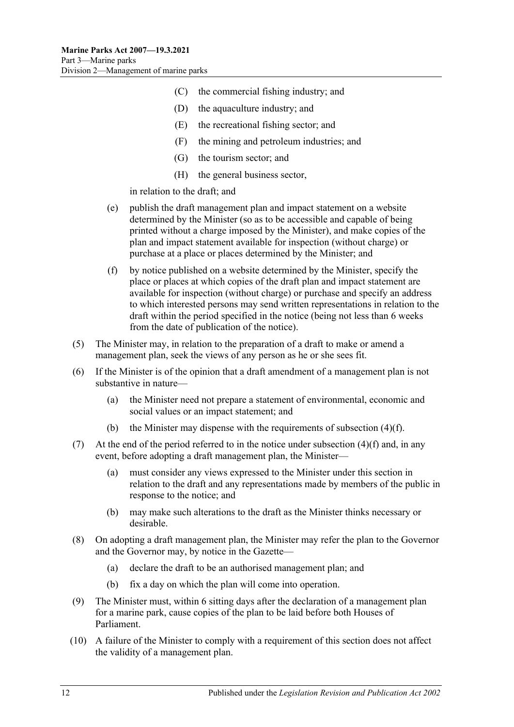(C) the commercial fishing industry; and

(D) the aquaculture industry; and

(E) the recreational fishing sector; and

(F) the mining and petroleum industries; and

(G) the tourism sector; and

(H) the general business sector,

in relation to the draft; and

(e) publish the draft management plan and impact statement on a website determined by the Minister (so as to be accessible and capable of being printed without a charge imposed by the Minister), and make copies of the plan and impact statement available for inspection (without charge) or purchase at a place or places determined by the Minister; and

(f) by notice published on a website determined by the Minister, specify the place or places at which copies of the draft plan and impact statement are available for inspection (without charge) or purchase and specify an address to which interested persons may send written representations in relation to the draft within the period specified in the notice (being not less than 6 weeks from the date of publication of the notice).

(5) The Minister may, in relation to the preparation of a draft to make or amend a management plan, seek the views of any person as he or she sees fit.

(6) If the Minister is of the opinion that a draft amendment of a management plan is not substantive in nature—

(a) the Minister need not prepare a statement of environmental, economic and social values or an impact statement; and

(b) the Minister may dispense with the requirements of subsection (4)(f).

(7) At the end of the period referred to in the notice under subsection (4)(f) and, in any event, before adopting a draft management plan, the Minister—

(a) must consider any views expressed to the Minister under this section in relation to the draft and any representations made by members of the public in response to the notice; and

(b) may make such alterations to the draft as the Minister thinks necessary or desirable.

(8) On adopting a draft management plan, the Minister may refer the plan to the Governor and the Governor may, by notice in the Gazette—

(a) declare the draft to be an authorised management plan; and

(b) fix a day on which the plan will come into operation.

(9) The Minister must, within 6 sitting days after the declaration of a management plan for a marine park, cause copies of the plan to be laid before both Houses of Parliament.

(10) A failure of the Minister to comply with a requirement of this section does not affect the validity of a management plan.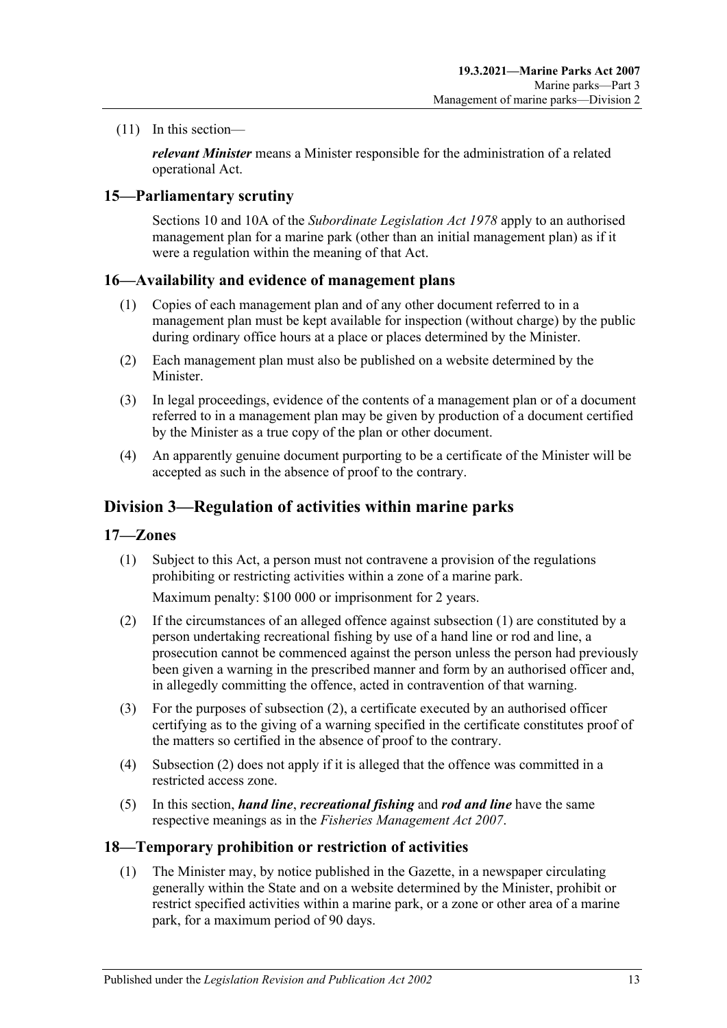(11) In this section—

***relevant Minister*** means a Minister responsible for the administration of a related operational Act.

## 15—Parliamentary scrutiny

Sections 10 and 10A of the *Subordinate Legislation Act 1978* apply to an authorised management plan for a marine park (other than an initial management plan) as if it were a regulation within the meaning of that Act.

## 16—Availability and evidence of management plans

(1) Copies of each management plan and of any other document referred to in a management plan must be kept available for inspection (without charge) by the public during ordinary office hours at a place or places determined by the Minister.

(2) Each management plan must also be published on a website determined by the Minister.

(3) In legal proceedings, evidence of the contents of a management plan or of a document referred to in a management plan may be given by production of a document certified by the Minister as a true copy of the plan or other document.

(4) An apparently genuine document purporting to be a certificate of the Minister will be accepted as such in the absence of proof to the contrary.

# Division 3—Regulation of activities within marine parks

## 17—Zones

(1) Subject to this Act, a person must not contravene a provision of the regulations prohibiting or restricting activities within a zone of a marine park.

Maximum penalty: $100 000 or imprisonment for 2 years.

(2) If the circumstances of an alleged offence against subsection (1) are constituted by a person undertaking recreational fishing by use of a hand line or rod and line, a prosecution cannot be commenced against the person unless the person had previously been given a warning in the prescribed manner and form by an authorised officer and, in allegedly committing the offence, acted in contravention of that warning.

(3) For the purposes of subsection (2), a certificate executed by an authorised officer certifying as to the giving of a warning specified in the certificate constitutes proof of the matters so certified in the absence of proof to the contrary.

(4) Subsection (2) does not apply if it is alleged that the offence was committed in a restricted access zone.

(5) In this section, ***hand line***, ***recreational fishing*** and ***rod and line*** have the same respective meanings as in the *Fisheries Management Act 2007*.

## 18—Temporary prohibition or restriction of activities

(1) The Minister may, by notice published in the Gazette, in a newspaper circulating generally within the State and on a website determined by the Minister, prohibit or restrict specified activities within a marine park, or a zone or other area of a marine park, for a maximum period of 90 days.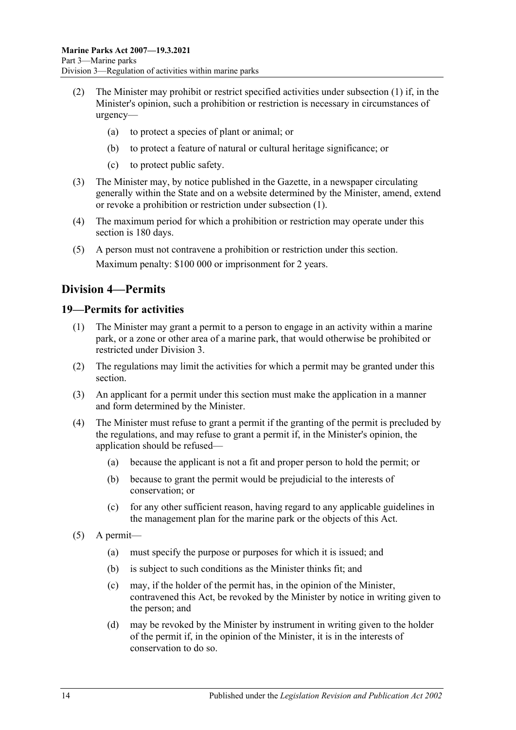(2) The Minister may prohibit or restrict specified activities under subsection (1) if, in the Minister's opinion, such a prohibition or restriction is necessary in circumstances of urgency—

(a) to protect a species of plant or animal; or

(b) to protect a feature of natural or cultural heritage significance; or

(c) to protect public safety.

(3) The Minister may, by notice published in the Gazette, in a newspaper circulating generally within the State and on a website determined by the Minister, amend, extend or revoke a prohibition or restriction under subsection (1).

(4) The maximum period for which a prohibition or restriction may operate under this section is 180 days.

(5) A person must not contravene a prohibition or restriction under this section.

Maximum penalty: $100 000 or imprisonment for 2 years.

## Division 4—Permits

### 19—Permits for activities

(1) The Minister may grant a permit to a person to engage in an activity within a marine park, or a zone or other area of a marine park, that would otherwise be prohibited or restricted under Division 3.

(2) The regulations may limit the activities for which a permit may be granted under this section.

(3) An applicant for a permit under this section must make the application in a manner and form determined by the Minister.

(4) The Minister must refuse to grant a permit if the granting of the permit is precluded by the regulations, and may refuse to grant a permit if, in the Minister's opinion, the application should be refused—

(a) because the applicant is not a fit and proper person to hold the permit; or

(b) because to grant the permit would be prejudicial to the interests of conservation; or

(c) for any other sufficient reason, having regard to any applicable guidelines in the management plan for the marine park or the objects of this Act.

(5) A permit—

(a) must specify the purpose or purposes for which it is issued; and

(b) is subject to such conditions as the Minister thinks fit; and

(c) may, if the holder of the permit has, in the opinion of the Minister, contravened this Act, be revoked by the Minister by notice in writing given to the person; and

(d) may be revoked by the Minister by instrument in writing given to the holder of the permit if, in the opinion of the Minister, it is in the interests of conservation to do so.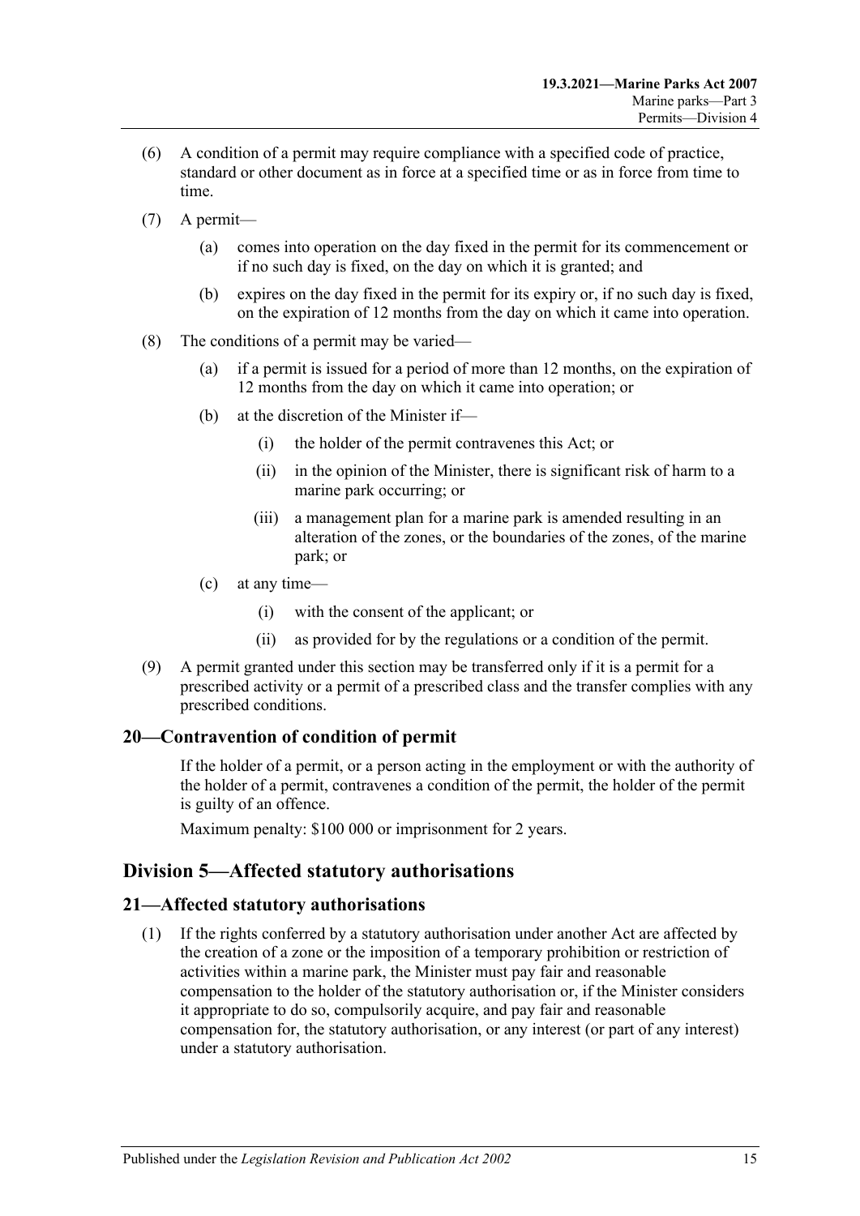(6) A condition of a permit may require compliance with a specified code of practice, standard or other document as in force at a specified time or as in force from time to time.

(7) A permit—

   (a) comes into operation on the day fixed in the permit for its commencement or if no such day is fixed, on the day on which it is granted; and

   (b) expires on the day fixed in the permit for its expiry or, if no such day is fixed, on the expiration of 12 months from the day on which it came into operation.

(8) The conditions of a permit may be varied—

   (a) if a permit is issued for a period of more than 12 months, on the expiration of 12 months from the day on which it came into operation; or

   (b) at the discretion of the Minister if—

      (i) the holder of the permit contravenes this Act; or

      (ii) in the opinion of the Minister, there is significant risk of harm to a marine park occurring; or

      (iii) a management plan for a marine park is amended resulting in an alteration of the zones, or the boundaries of the zones, of the marine park; or

   (c) at any time—

      (i) with the consent of the applicant; or

      (ii) as provided for by the regulations or a condition of the permit.

(9) A permit granted under this section may be transferred only if it is a permit for a prescribed activity or a permit of a prescribed class and the transfer complies with any prescribed conditions.

### 20—Contravention of condition of permit

If the holder of a permit, or a person acting in the employment or with the authority of the holder of a permit, contravenes a condition of the permit, the holder of the permit is guilty of an offence.

Maximum penalty: $100 000 or imprisonment for 2 years.

## Division 5—Affected statutory authorisations

### 21—Affected statutory authorisations

(1) If the rights conferred by a statutory authorisation under another Act are affected by the creation of a zone or the imposition of a temporary prohibition or restriction of activities within a marine park, the Minister must pay fair and reasonable compensation to the holder of the statutory authorisation or, if the Minister considers it appropriate to do so, compulsorily acquire, and pay fair and reasonable compensation for, the statutory authorisation, or any interest (or part of any interest) under a statutory authorisation.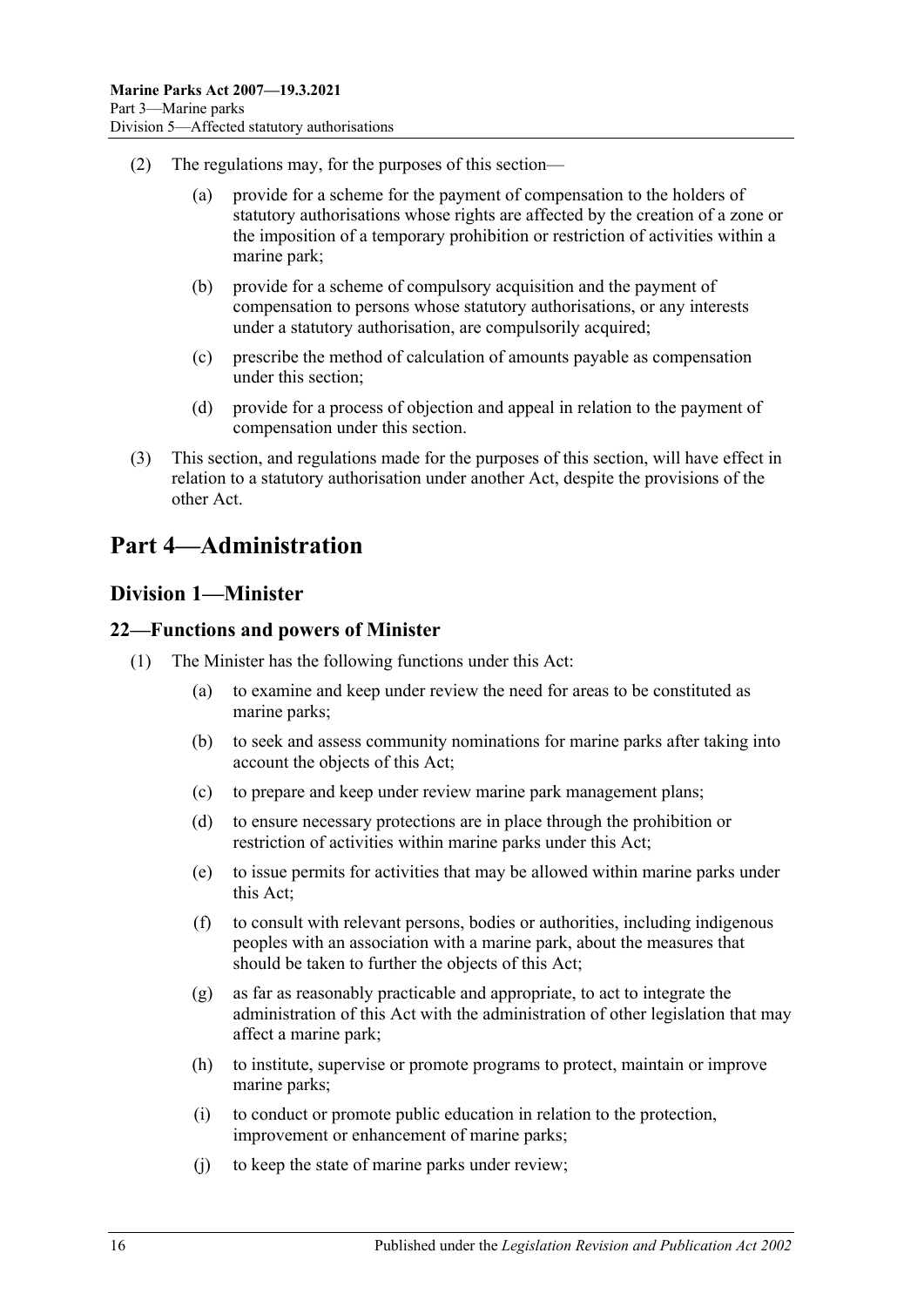(2) The regulations may, for the purposes of this section—

(a) provide for a scheme for the payment of compensation to the holders of statutory authorisations whose rights are affected by the creation of a zone or the imposition of a temporary prohibition or restriction of activities within a marine park;

(b) provide for a scheme of compulsory acquisition and the payment of compensation to persons whose statutory authorisations, or any interests under a statutory authorisation, are compulsorily acquired;

(c) prescribe the method of calculation of amounts payable as compensation under this section;

(d) provide for a process of objection and appeal in relation to the payment of compensation under this section.

(3) This section, and regulations made for the purposes of this section, will have effect in relation to a statutory authorisation under another Act, despite the provisions of the other Act.

# Part 4—Administration

## Division 1—Minister

### 22—Functions and powers of Minister

(1) The Minister has the following functions under this Act:

(a) to examine and keep under review the need for areas to be constituted as marine parks;

(b) to seek and assess community nominations for marine parks after taking into account the objects of this Act;

(c) to prepare and keep under review marine park management plans;

(d) to ensure necessary protections are in place through the prohibition or restriction of activities within marine parks under this Act;

(e) to issue permits for activities that may be allowed within marine parks under this Act;

(f) to consult with relevant persons, bodies or authorities, including indigenous peoples with an association with a marine park, about the measures that should be taken to further the objects of this Act;

(g) as far as reasonably practicable and appropriate, to act to integrate the administration of this Act with the administration of other legislation that may affect a marine park;

(h) to institute, supervise or promote programs to protect, maintain or improve marine parks;

(i) to conduct or promote public education in relation to the protection, improvement or enhancement of marine parks;

(j) to keep the state of marine parks under review;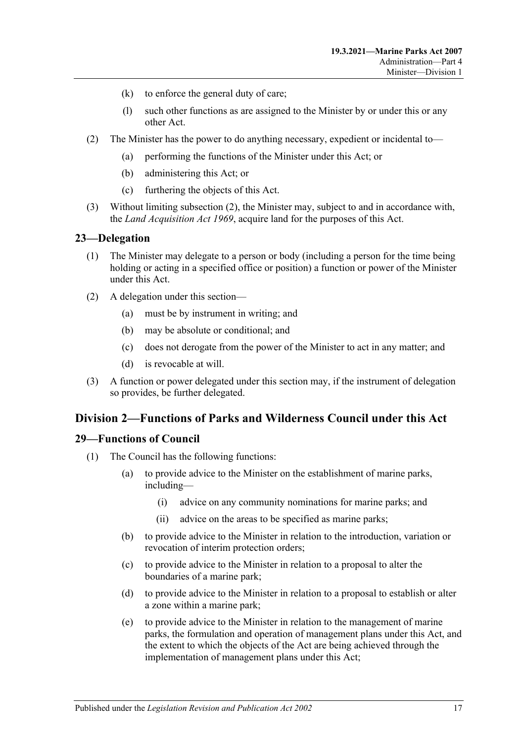(k) to enforce the general duty of care;

(l) such other functions as are assigned to the Minister by or under this or any other Act.

(2) The Minister has the power to do anything necessary, expedient or incidental to—

(a) performing the functions of the Minister under this Act; or

(b) administering this Act; or

(c) furthering the objects of this Act.

(3) Without limiting subsection (2), the Minister may, subject to and in accordance with, the *Land Acquisition Act 1969*, acquire land for the purposes of this Act.

### 23—Delegation

(1) The Minister may delegate to a person or body (including a person for the time being holding or acting in a specified office or position) a function or power of the Minister under this Act.

(2) A delegation under this section—

(a) must be by instrument in writing; and

(b) may be absolute or conditional; and

(c) does not derogate from the power of the Minister to act in any matter; and

(d) is revocable at will.

(3) A function or power delegated under this section may, if the instrument of delegation so provides, be further delegated.

## Division 2—Functions of Parks and Wilderness Council under this Act

### 29—Functions of Council

(1) The Council has the following functions:

(a) to provide advice to the Minister on the establishment of marine parks, including—

(i) advice on any community nominations for marine parks; and

(ii) advice on the areas to be specified as marine parks;

(b) to provide advice to the Minister in relation to the introduction, variation or revocation of interim protection orders;

(c) to provide advice to the Minister in relation to a proposal to alter the boundaries of a marine park;

(d) to provide advice to the Minister in relation to a proposal to establish or alter a zone within a marine park;

(e) to provide advice to the Minister in relation to the management of marine parks, the formulation and operation of management plans under this Act, and the extent to which the objects of the Act are being achieved through the implementation of management plans under this Act;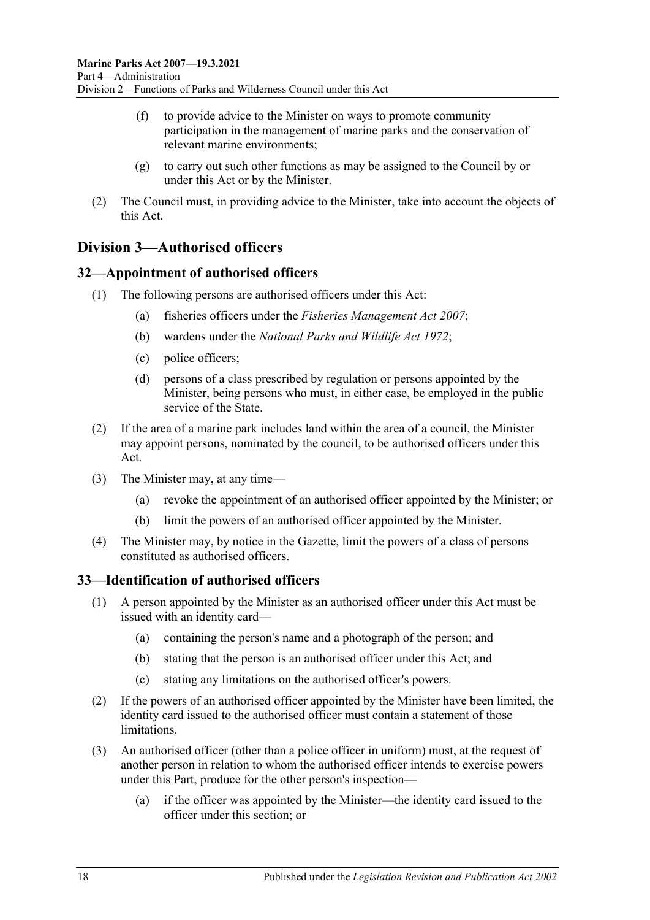(f) to provide advice to the Minister on ways to promote community participation in the management of marine parks and the conservation of relevant marine environments;

(g) to carry out such other functions as may be assigned to the Council by or under this Act or by the Minister.

(2) The Council must, in providing advice to the Minister, take into account the objects of this Act.

## Division 3—Authorised officers

### 32—Appointment of authorised officers

(1) The following persons are authorised officers under this Act:

(a) fisheries officers under the *Fisheries Management Act 2007*;

(b) wardens under the *National Parks and Wildlife Act 1972*;

(c) police officers;

(d) persons of a class prescribed by regulation or persons appointed by the Minister, being persons who must, in either case, be employed in the public service of the State.

(2) If the area of a marine park includes land within the area of a council, the Minister may appoint persons, nominated by the council, to be authorised officers under this Act.

(3) The Minister may, at any time—

(a) revoke the appointment of an authorised officer appointed by the Minister; or

(b) limit the powers of an authorised officer appointed by the Minister.

(4) The Minister may, by notice in the Gazette, limit the powers of a class of persons constituted as authorised officers.

### 33—Identification of authorised officers

(1) A person appointed by the Minister as an authorised officer under this Act must be issued with an identity card—

(a) containing the person's name and a photograph of the person; and

(b) stating that the person is an authorised officer under this Act; and

(c) stating any limitations on the authorised officer's powers.

(2) If the powers of an authorised officer appointed by the Minister have been limited, the identity card issued to the authorised officer must contain a statement of those limitations.

(3) An authorised officer (other than a police officer in uniform) must, at the request of another person in relation to whom the authorised officer intends to exercise powers under this Part, produce for the other person's inspection—

(a) if the officer was appointed by the Minister—the identity card issued to the officer under this section; or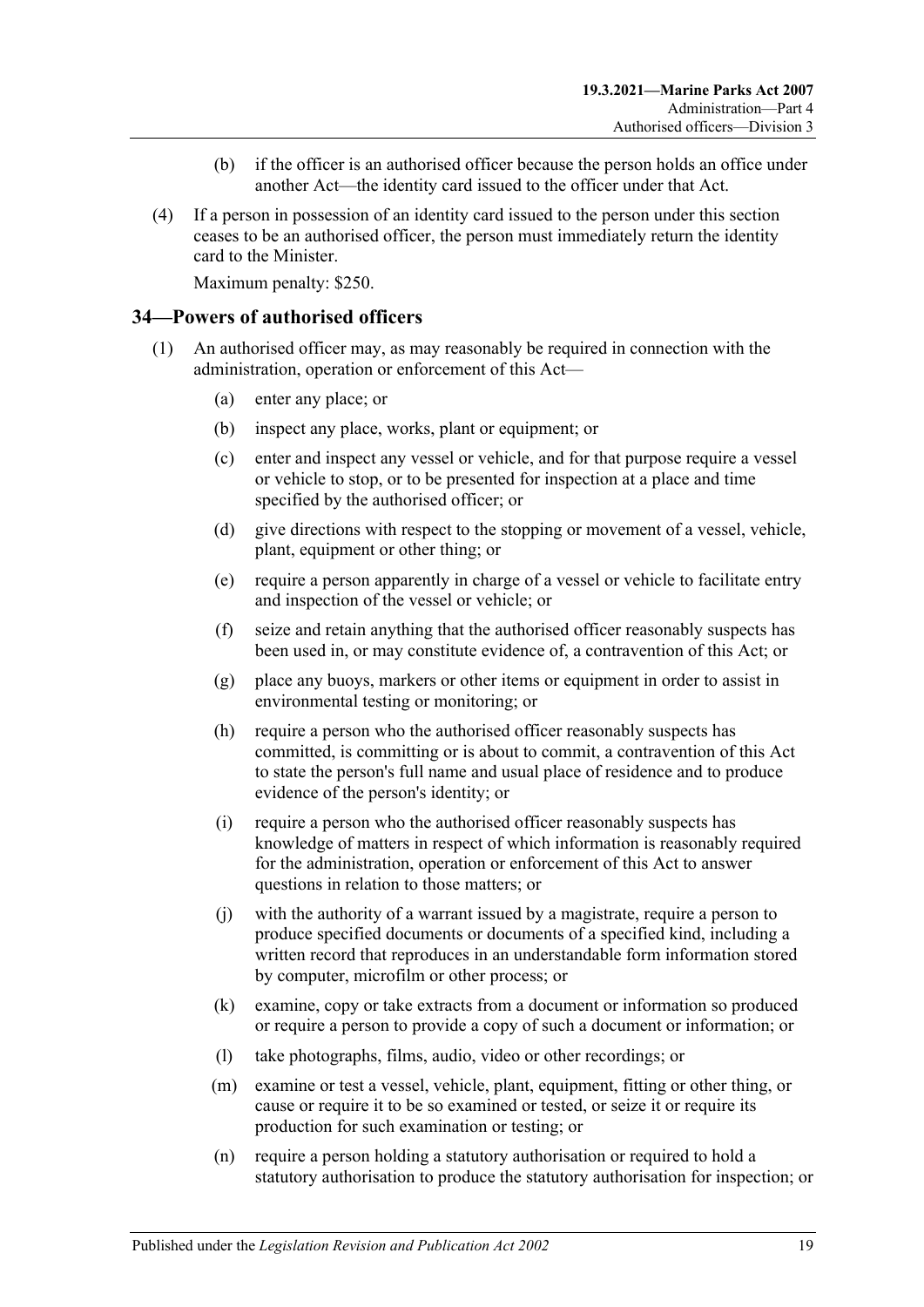(b) if the officer is an authorised officer because the person holds an office under another Act—the identity card issued to the officer under that Act.

(4) If a person in possession of an identity card issued to the person under this section ceases to be an authorised officer, the person must immediately return the identity card to the Minister.

Maximum penalty: $250.

## 34—Powers of authorised officers

(1) An authorised officer may, as may reasonably be required in connection with the administration, operation or enforcement of this Act—

(a) enter any place; or

(b) inspect any place, works, plant or equipment; or

(c) enter and inspect any vessel or vehicle, and for that purpose require a vessel or vehicle to stop, or to be presented for inspection at a place and time specified by the authorised officer; or

(d) give directions with respect to the stopping or movement of a vessel, vehicle, plant, equipment or other thing; or

(e) require a person apparently in charge of a vessel or vehicle to facilitate entry and inspection of the vessel or vehicle; or

(f) seize and retain anything that the authorised officer reasonably suspects has been used in, or may constitute evidence of, a contravention of this Act; or

(g) place any buoys, markers or other items or equipment in order to assist in environmental testing or monitoring; or

(h) require a person who the authorised officer reasonably suspects has committed, is committing or is about to commit, a contravention of this Act to state the person's full name and usual place of residence and to produce evidence of the person's identity; or

(i) require a person who the authorised officer reasonably suspects has knowledge of matters in respect of which information is reasonably required for the administration, operation or enforcement of this Act to answer questions in relation to those matters; or

(j) with the authority of a warrant issued by a magistrate, require a person to produce specified documents or documents of a specified kind, including a written record that reproduces in an understandable form information stored by computer, microfilm or other process; or

(k) examine, copy or take extracts from a document or information so produced or require a person to provide a copy of such a document or information; or

(l) take photographs, films, audio, video or other recordings; or

(m) examine or test a vessel, vehicle, plant, equipment, fitting or other thing, or cause or require it to be so examined or tested, or seize it or require its production for such examination or testing; or

(n) require a person holding a statutory authorisation or required to hold a statutory authorisation to produce the statutory authorisation for inspection; or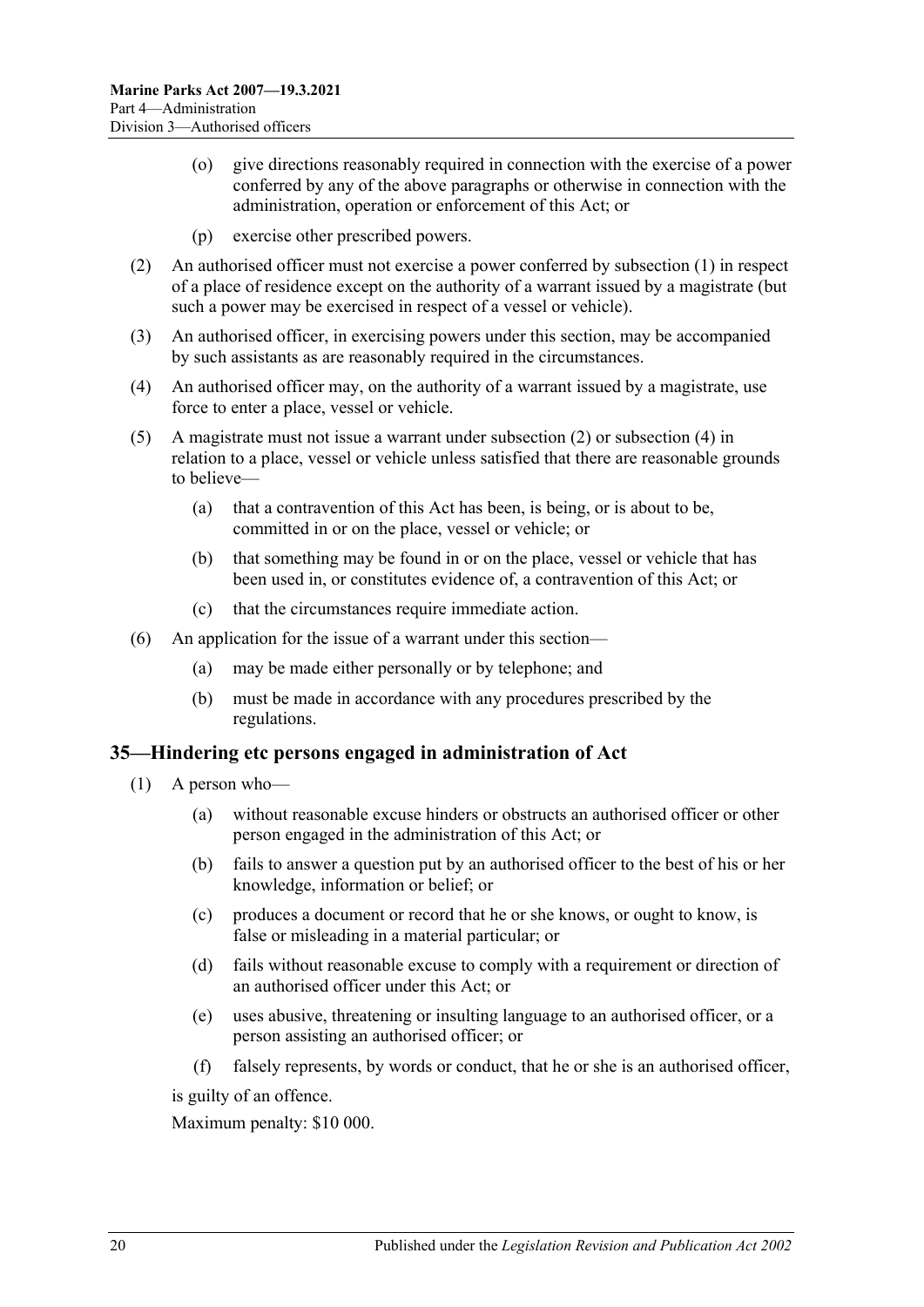(o) give directions reasonably required in connection with the exercise of a power conferred by any of the above paragraphs or otherwise in connection with the administration, operation or enforcement of this Act; or

(p) exercise other prescribed powers.

(2) An authorised officer must not exercise a power conferred by subsection (1) in respect of a place of residence except on the authority of a warrant issued by a magistrate (but such a power may be exercised in respect of a vessel or vehicle).

(3) An authorised officer, in exercising powers under this section, may be accompanied by such assistants as are reasonably required in the circumstances.

(4) An authorised officer may, on the authority of a warrant issued by a magistrate, use force to enter a place, vessel or vehicle.

(5) A magistrate must not issue a warrant under subsection (2) or subsection (4) in relation to a place, vessel or vehicle unless satisfied that there are reasonable grounds to believe—

(a) that a contravention of this Act has been, is being, or is about to be, committed in or on the place, vessel or vehicle; or

(b) that something may be found in or on the place, vessel or vehicle that has been used in, or constitutes evidence of, a contravention of this Act; or

(c) that the circumstances require immediate action.

(6) An application for the issue of a warrant under this section—

(a) may be made either personally or by telephone; and

(b) must be made in accordance with any procedures prescribed by the regulations.

## 35—Hindering etc persons engaged in administration of Act

(1) A person who—

(a) without reasonable excuse hinders or obstructs an authorised officer or other person engaged in the administration of this Act; or

(b) fails to answer a question put by an authorised officer to the best of his or her knowledge, information or belief; or

(c) produces a document or record that he or she knows, or ought to know, is false or misleading in a material particular; or

(d) fails without reasonable excuse to comply with a requirement or direction of an authorised officer under this Act; or

(e) uses abusive, threatening or insulting language to an authorised officer, or a person assisting an authorised officer; or

(f) falsely represents, by words or conduct, that he or she is an authorised officer,

is guilty of an offence.

Maximum penalty: $10 000.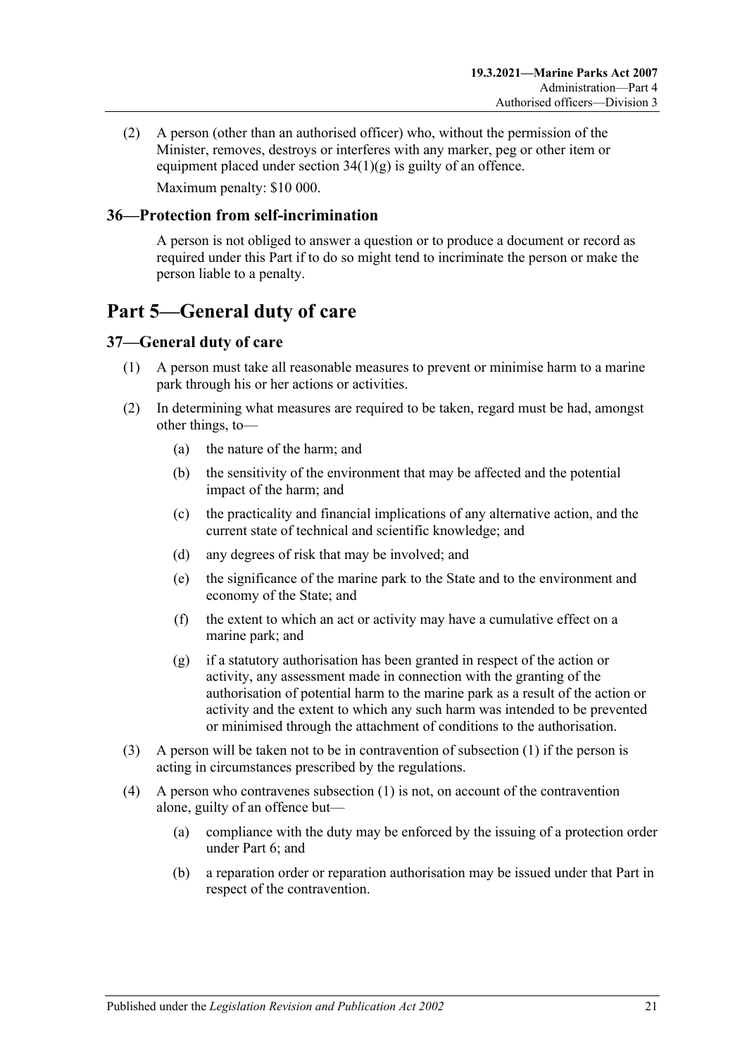(2) A person (other than an authorised officer) who, without the permission of the Minister, removes, destroys or interferes with any marker, peg or other item or equipment placed under section 34(1)(g) is guilty of an offence.

Maximum penalty: $10 000.

### 36—Protection from self-incrimination

A person is not obliged to answer a question or to produce a document or record as required under this Part if to do so might tend to incriminate the person or make the person liable to a penalty.

## Part 5—General duty of care

### 37—General duty of care

(1) A person must take all reasonable measures to prevent or minimise harm to a marine park through his or her actions or activities.

(2) In determining what measures are required to be taken, regard must be had, amongst other things, to—

(a) the nature of the harm; and

(b) the sensitivity of the environment that may be affected and the potential impact of the harm; and

(c) the practicality and financial implications of any alternative action, and the current state of technical and scientific knowledge; and

(d) any degrees of risk that may be involved; and

(e) the significance of the marine park to the State and to the environment and economy of the State; and

(f) the extent to which an act or activity may have a cumulative effect on a marine park; and

(g) if a statutory authorisation has been granted in respect of the action or activity, any assessment made in connection with the granting of the authorisation of potential harm to the marine park as a result of the action or activity and the extent to which any such harm was intended to be prevented or minimised through the attachment of conditions to the authorisation.

(3) A person will be taken not to be in contravention of subsection (1) if the person is acting in circumstances prescribed by the regulations.

(4) A person who contravenes subsection (1) is not, on account of the contravention alone, guilty of an offence but—

(a) compliance with the duty may be enforced by the issuing of a protection order under Part 6; and

(b) a reparation order or reparation authorisation may be issued under that Part in respect of the contravention.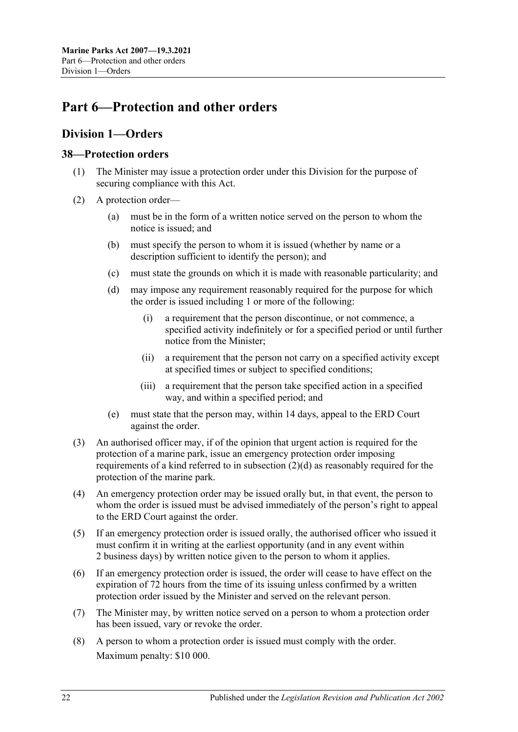# Part 6—Protection and other orders

## Division 1—Orders

### 38—Protection orders

(1) The Minister may issue a protection order under this Division for the purpose of securing compliance with this Act.

(2) A protection order—

(a) must be in the form of a written notice served on the person to whom the notice is issued; and

(b) must specify the person to whom it is issued (whether by name or a description sufficient to identify the person); and

(c) must state the grounds on which it is made with reasonable particularity; and

(d) may impose any requirement reasonably required for the purpose for which the order is issued including 1 or more of the following:

(i) a requirement that the person discontinue, or not commence, a specified activity indefinitely or for a specified period or until further notice from the Minister;

(ii) a requirement that the person not carry on a specified activity except at specified times or subject to specified conditions;

(iii) a requirement that the person take specified action in a specified way, and within a specified period; and

(e) must state that the person may, within 14 days, appeal to the ERD Court against the order.

(3) An authorised officer may, if of the opinion that urgent action is required for the protection of a marine park, issue an emergency protection order imposing requirements of a kind referred to in subsection (2)(d) as reasonably required for the protection of the marine park.

(4) An emergency protection order may be issued orally but, in that event, the person to whom the order is issued must be advised immediately of the person's right to appeal to the ERD Court against the order.

(5) If an emergency protection order is issued orally, the authorised officer who issued it must confirm it in writing at the earliest opportunity (and in any event within 2 business days) by written notice given to the person to whom it applies.

(6) If an emergency protection order is issued, the order will cease to have effect on the expiration of 72 hours from the time of its issuing unless confirmed by a written protection order issued by the Minister and served on the relevant person.

(7) The Minister may, by written notice served on a person to whom a protection order has been issued, vary or revoke the order.

(8) A person to whom a protection order is issued must comply with the order.

Maximum penalty: $10 000.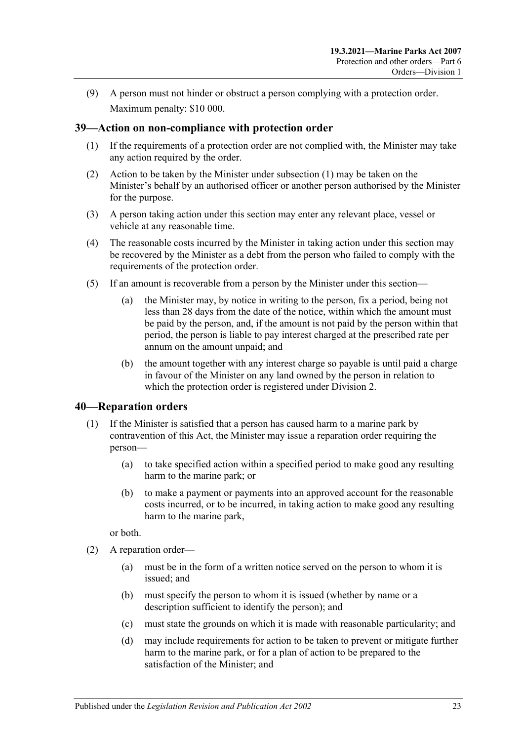(9) A person must not hinder or obstruct a person complying with a protection order.

Maximum penalty: $10 000.

## 39—Action on non-compliance with protection order

(1) If the requirements of a protection order are not complied with, the Minister may take any action required by the order.

(2) Action to be taken by the Minister under subsection (1) may be taken on the Minister's behalf by an authorised officer or another person authorised by the Minister for the purpose.

(3) A person taking action under this section may enter any relevant place, vessel or vehicle at any reasonable time.

(4) The reasonable costs incurred by the Minister in taking action under this section may be recovered by the Minister as a debt from the person who failed to comply with the requirements of the protection order.

(5) If an amount is recoverable from a person by the Minister under this section—

(a) the Minister may, by notice in writing to the person, fix a period, being not less than 28 days from the date of the notice, within which the amount must be paid by the person, and, if the amount is not paid by the person within that period, the person is liable to pay interest charged at the prescribed rate per annum on the amount unpaid; and

(b) the amount together with any interest charge so payable is until paid a charge in favour of the Minister on any land owned by the person in relation to which the protection order is registered under Division 2.

## 40—Reparation orders

(1) If the Minister is satisfied that a person has caused harm to a marine park by contravention of this Act, the Minister may issue a reparation order requiring the person—

(a) to take specified action within a specified period to make good any resulting harm to the marine park; or

(b) to make a payment or payments into an approved account for the reasonable costs incurred, or to be incurred, in taking action to make good any resulting harm to the marine park,

or both.

(2) A reparation order—

(a) must be in the form of a written notice served on the person to whom it is issued; and

(b) must specify the person to whom it is issued (whether by name or a description sufficient to identify the person); and

(c) must state the grounds on which it is made with reasonable particularity; and

(d) may include requirements for action to be taken to prevent or mitigate further harm to the marine park, or for a plan of action to be prepared to the satisfaction of the Minister; and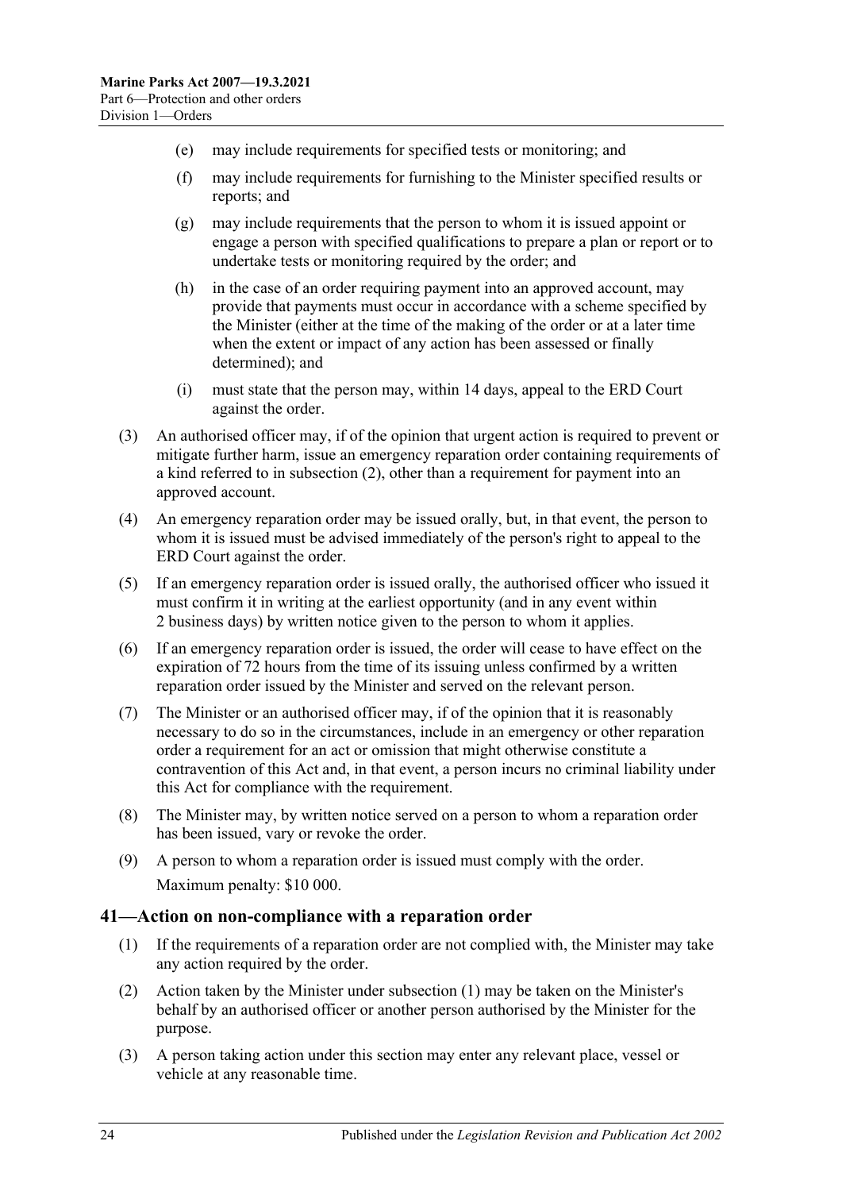(e) may include requirements for specified tests or monitoring; and

(f) may include requirements for furnishing to the Minister specified results or reports; and

(g) may include requirements that the person to whom it is issued appoint or engage a person with specified qualifications to prepare a plan or report or to undertake tests or monitoring required by the order; and

(h) in the case of an order requiring payment into an approved account, may provide that payments must occur in accordance with a scheme specified by the Minister (either at the time of the making of the order or at a later time when the extent or impact of any action has been assessed or finally determined); and

(i) must state that the person may, within 14 days, appeal to the ERD Court against the order.

(3) An authorised officer may, if of the opinion that urgent action is required to prevent or mitigate further harm, issue an emergency reparation order containing requirements of a kind referred to in subsection (2), other than a requirement for payment into an approved account.

(4) An emergency reparation order may be issued orally, but, in that event, the person to whom it is issued must be advised immediately of the person's right to appeal to the ERD Court against the order.

(5) If an emergency reparation order is issued orally, the authorised officer who issued it must confirm it in writing at the earliest opportunity (and in any event within 2 business days) by written notice given to the person to whom it applies.

(6) If an emergency reparation order is issued, the order will cease to have effect on the expiration of 72 hours from the time of its issuing unless confirmed by a written reparation order issued by the Minister and served on the relevant person.

(7) The Minister or an authorised officer may, if of the opinion that it is reasonably necessary to do so in the circumstances, include in an emergency or other reparation order a requirement for an act or omission that might otherwise constitute a contravention of this Act and, in that event, a person incurs no criminal liability under this Act for compliance with the requirement.

(8) The Minister may, by written notice served on a person to whom a reparation order has been issued, vary or revoke the order.

(9) A person to whom a reparation order is issued must comply with the order.

Maximum penalty: $10 000.

## 41—Action on non-compliance with a reparation order

(1) If the requirements of a reparation order are not complied with, the Minister may take any action required by the order.

(2) Action taken by the Minister under subsection (1) may be taken on the Minister's behalf by an authorised officer or another person authorised by the Minister for the purpose.

(3) A person taking action under this section may enter any relevant place, vessel or vehicle at any reasonable time.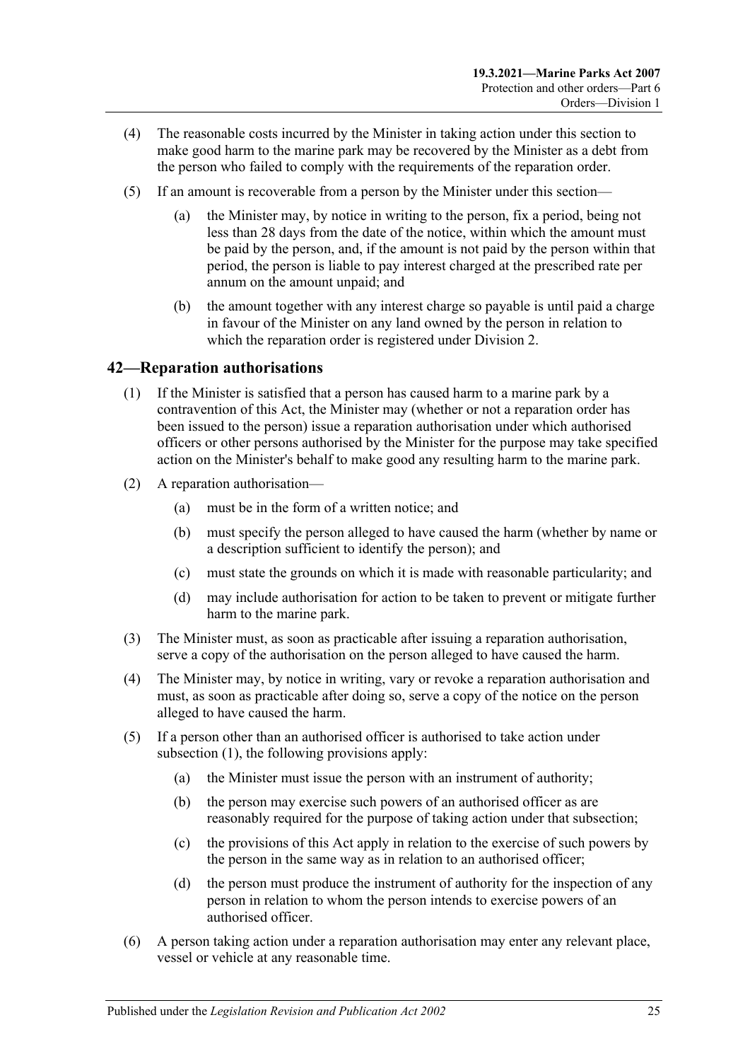(4) The reasonable costs incurred by the Minister in taking action under this section to make good harm to the marine park may be recovered by the Minister as a debt from the person who failed to comply with the requirements of the reparation order.

(5) If an amount is recoverable from a person by the Minister under this section—

(a) the Minister may, by notice in writing to the person, fix a period, being not less than 28 days from the date of the notice, within which the amount must be paid by the person, and, if the amount is not paid by the person within that period, the person is liable to pay interest charged at the prescribed rate per annum on the amount unpaid; and

(b) the amount together with any interest charge so payable is until paid a charge in favour of the Minister on any land owned by the person in relation to which the reparation order is registered under Division 2.

## 42—Reparation authorisations

(1) If the Minister is satisfied that a person has caused harm to a marine park by a contravention of this Act, the Minister may (whether or not a reparation order has been issued to the person) issue a reparation authorisation under which authorised officers or other persons authorised by the Minister for the purpose may take specified action on the Minister's behalf to make good any resulting harm to the marine park.

(2) A reparation authorisation—

(a) must be in the form of a written notice; and

(b) must specify the person alleged to have caused the harm (whether by name or a description sufficient to identify the person); and

(c) must state the grounds on which it is made with reasonable particularity; and

(d) may include authorisation for action to be taken to prevent or mitigate further harm to the marine park.

(3) The Minister must, as soon as practicable after issuing a reparation authorisation, serve a copy of the authorisation on the person alleged to have caused the harm.

(4) The Minister may, by notice in writing, vary or revoke a reparation authorisation and must, as soon as practicable after doing so, serve a copy of the notice on the person alleged to have caused the harm.

(5) If a person other than an authorised officer is authorised to take action under subsection (1), the following provisions apply:

(a) the Minister must issue the person with an instrument of authority;

(b) the person may exercise such powers of an authorised officer as are reasonably required for the purpose of taking action under that subsection;

(c) the provisions of this Act apply in relation to the exercise of such powers by the person in the same way as in relation to an authorised officer;

(d) the person must produce the instrument of authority for the inspection of any person in relation to whom the person intends to exercise powers of an authorised officer.

(6) A person taking action under a reparation authorisation may enter any relevant place, vessel or vehicle at any reasonable time.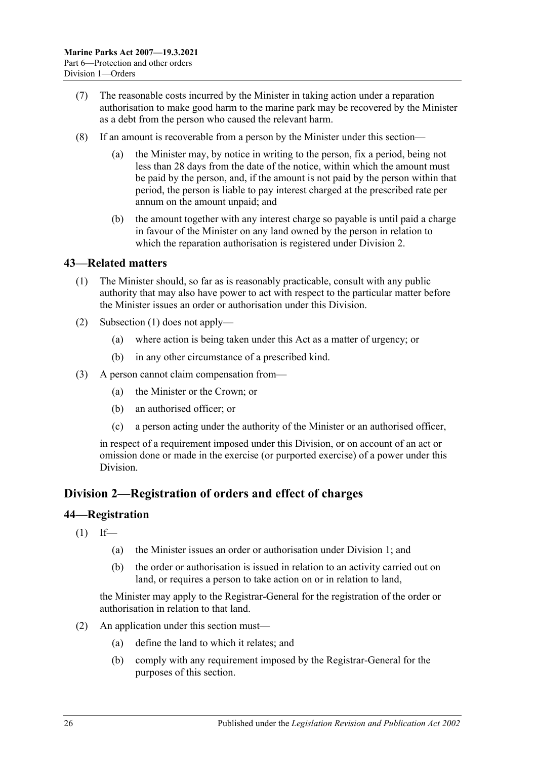(7) The reasonable costs incurred by the Minister in taking action under a reparation authorisation to make good harm to the marine park may be recovered by the Minister as a debt from the person who caused the relevant harm.

(8) If an amount is recoverable from a person by the Minister under this section—

(a) the Minister may, by notice in writing to the person, fix a period, being not less than 28 days from the date of the notice, within which the amount must be paid by the person, and, if the amount is not paid by the person within that period, the person is liable to pay interest charged at the prescribed rate per annum on the amount unpaid; and

(b) the amount together with any interest charge so payable is until paid a charge in favour of the Minister on any land owned by the person in relation to which the reparation authorisation is registered under Division 2.

### 43—Related matters

(1) The Minister should, so far as is reasonably practicable, consult with any public authority that may also have power to act with respect to the particular matter before the Minister issues an order or authorisation under this Division.

(2) Subsection (1) does not apply—

(a) where action is being taken under this Act as a matter of urgency; or

(b) in any other circumstance of a prescribed kind.

(3) A person cannot claim compensation from—

(a) the Minister or the Crown; or

(b) an authorised officer; or

(c) a person acting under the authority of the Minister or an authorised officer,

in respect of a requirement imposed under this Division, or on account of an act or omission done or made in the exercise (or purported exercise) of a power under this Division.

## Division 2—Registration of orders and effect of charges

### 44—Registration

(1) If—

(a) the Minister issues an order or authorisation under Division 1; and

(b) the order or authorisation is issued in relation to an activity carried out on land, or requires a person to take action on or in relation to land,

the Minister may apply to the Registrar-General for the registration of the order or authorisation in relation to that land.

(2) An application under this section must—

(a) define the land to which it relates; and

(b) comply with any requirement imposed by the Registrar-General for the purposes of this section.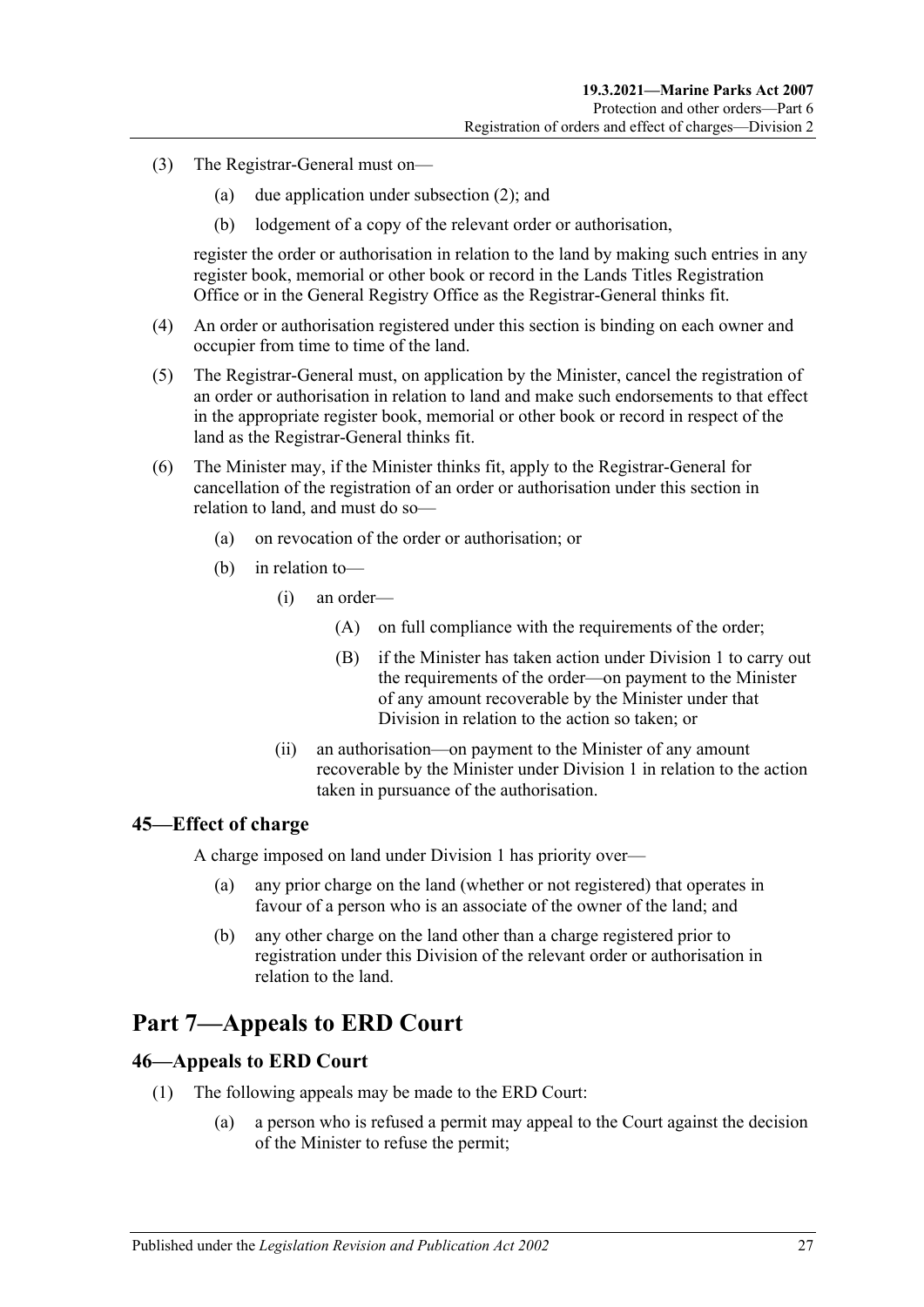(3) The Registrar-General must on—

(a) due application under subsection (2); and

(b) lodgement of a copy of the relevant order or authorisation,

register the order or authorisation in relation to the land by making such entries in any register book, memorial or other book or record in the Lands Titles Registration Office or in the General Registry Office as the Registrar-General thinks fit.

(4) An order or authorisation registered under this section is binding on each owner and occupier from time to time of the land.

(5) The Registrar-General must, on application by the Minister, cancel the registration of an order or authorisation in relation to land and make such endorsements to that effect in the appropriate register book, memorial or other book or record in respect of the land as the Registrar-General thinks fit.

(6) The Minister may, if the Minister thinks fit, apply to the Registrar-General for cancellation of the registration of an order or authorisation under this section in relation to land, and must do so—

(a) on revocation of the order or authorisation; or

(b) in relation to—

(i) an order—

(A) on full compliance with the requirements of the order;

(B) if the Minister has taken action under Division 1 to carry out the requirements of the order—on payment to the Minister of any amount recoverable by the Minister under that Division in relation to the action so taken; or

(ii) an authorisation—on payment to the Minister of any amount recoverable by the Minister under Division 1 in relation to the action taken in pursuance of the authorisation.

## 45—Effect of charge

A charge imposed on land under Division 1 has priority over—

(a) any prior charge on the land (whether or not registered) that operates in favour of a person who is an associate of the owner of the land; and

(b) any other charge on the land other than a charge registered prior to registration under this Division of the relevant order or authorisation in relation to the land.

# Part 7—Appeals to ERD Court

## 46—Appeals to ERD Court

(1) The following appeals may be made to the ERD Court:

(a) a person who is refused a permit may appeal to the Court against the decision of the Minister to refuse the permit;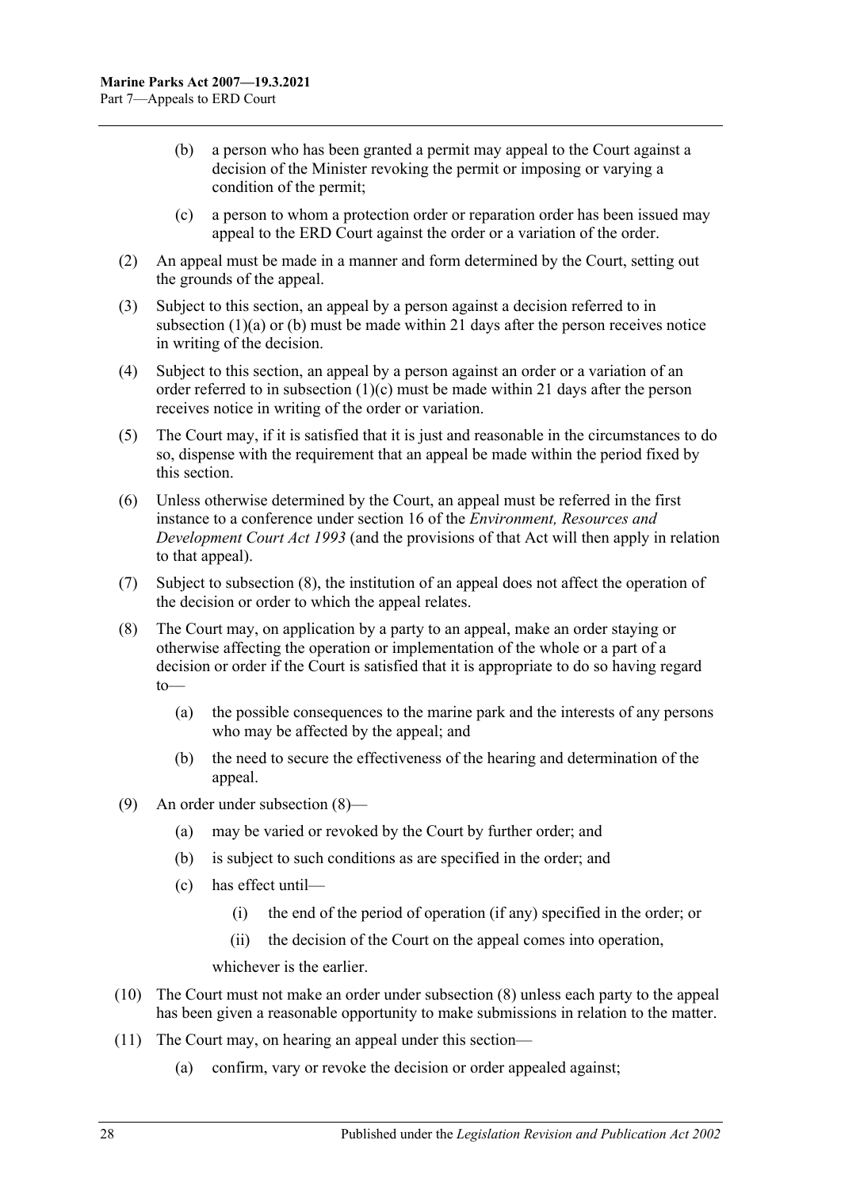(b) a person who has been granted a permit may appeal to the Court against a decision of the Minister revoking the permit or imposing or varying a condition of the permit;

(c) a person to whom a protection order or reparation order has been issued may appeal to the ERD Court against the order or a variation of the order.

(2) An appeal must be made in a manner and form determined by the Court, setting out the grounds of the appeal.

(3) Subject to this section, an appeal by a person against a decision referred to in subsection (1)(a) or (b) must be made within 21 days after the person receives notice in writing of the decision.

(4) Subject to this section, an appeal by a person against an order or a variation of an order referred to in subsection (1)(c) must be made within 21 days after the person receives notice in writing of the order or variation.

(5) The Court may, if it is satisfied that it is just and reasonable in the circumstances to do so, dispense with the requirement that an appeal be made within the period fixed by this section.

(6) Unless otherwise determined by the Court, an appeal must be referred in the first instance to a conference under section 16 of the *Environment, Resources and Development Court Act 1993* (and the provisions of that Act will then apply in relation to that appeal).

(7) Subject to subsection (8), the institution of an appeal does not affect the operation of the decision or order to which the appeal relates.

(8) The Court may, on application by a party to an appeal, make an order staying or otherwise affecting the operation or implementation of the whole or a part of a decision or order if the Court is satisfied that it is appropriate to do so having regard to—

(a) the possible consequences to the marine park and the interests of any persons who may be affected by the appeal; and

(b) the need to secure the effectiveness of the hearing and determination of the appeal.

(9) An order under subsection (8)—

(a) may be varied or revoked by the Court by further order; and

(b) is subject to such conditions as are specified in the order; and

(c) has effect until—

(i) the end of the period of operation (if any) specified in the order; or

(ii) the decision of the Court on the appeal comes into operation,

whichever is the earlier.

(10) The Court must not make an order under subsection (8) unless each party to the appeal has been given a reasonable opportunity to make submissions in relation to the matter.

(11) The Court may, on hearing an appeal under this section—

(a) confirm, vary or revoke the decision or order appealed against;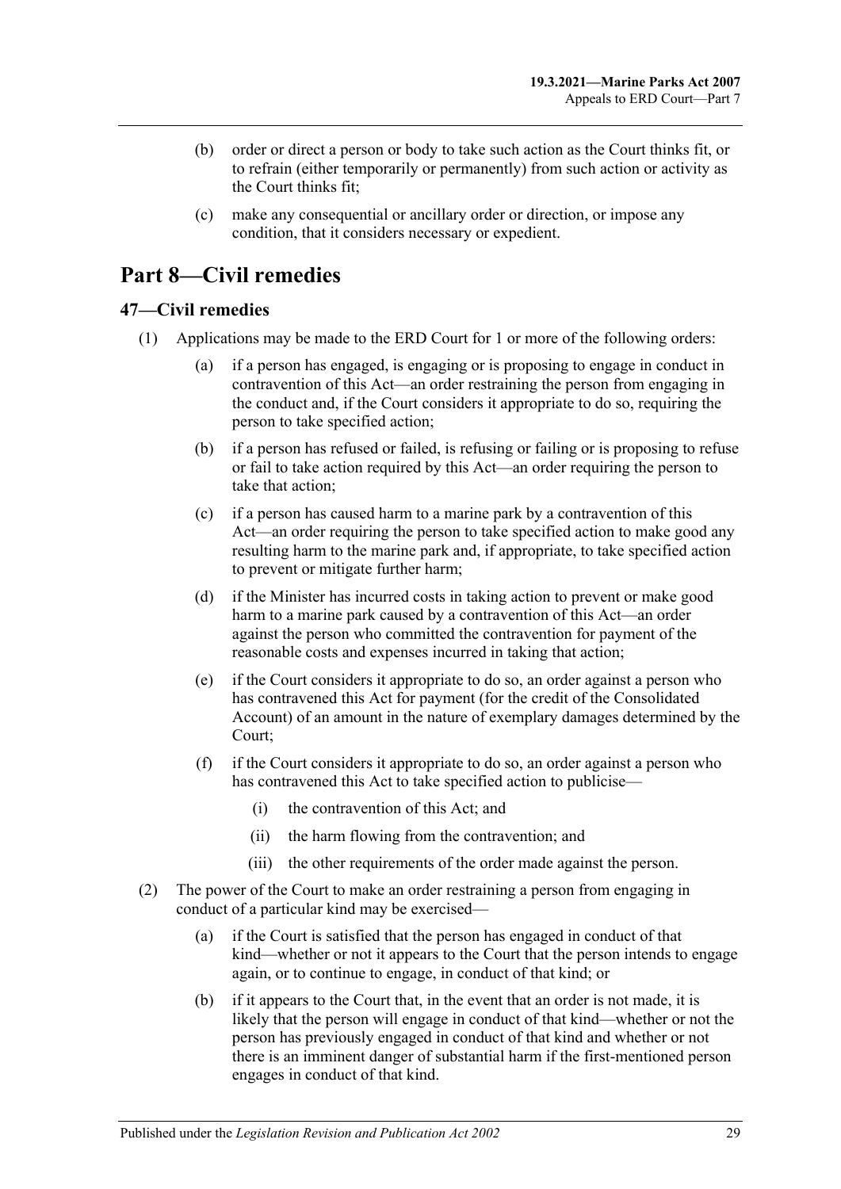(b) order or direct a person or body to take such action as the Court thinks fit, or to refrain (either temporarily or permanently) from such action or activity as the Court thinks fit;

(c) make any consequential or ancillary order or direction, or impose any condition, that it considers necessary or expedient.

# Part 8—Civil remedies

## 47—Civil remedies

(1) Applications may be made to the ERD Court for 1 or more of the following orders:

(a) if a person has engaged, is engaging or is proposing to engage in conduct in contravention of this Act—an order restraining the person from engaging in the conduct and, if the Court considers it appropriate to do so, requiring the person to take specified action;

(b) if a person has refused or failed, is refusing or failing or is proposing to refuse or fail to take action required by this Act—an order requiring the person to take that action;

(c) if a person has caused harm to a marine park by a contravention of this Act—an order requiring the person to take specified action to make good any resulting harm to the marine park and, if appropriate, to take specified action to prevent or mitigate further harm;

(d) if the Minister has incurred costs in taking action to prevent or make good harm to a marine park caused by a contravention of this Act—an order against the person who committed the contravention for payment of the reasonable costs and expenses incurred in taking that action;

(e) if the Court considers it appropriate to do so, an order against a person who has contravened this Act for payment (for the credit of the Consolidated Account) of an amount in the nature of exemplary damages determined by the Court;

(f) if the Court considers it appropriate to do so, an order against a person who has contravened this Act to take specified action to publicise—

(i) the contravention of this Act; and

(ii) the harm flowing from the contravention; and

(iii) the other requirements of the order made against the person.

(2) The power of the Court to make an order restraining a person from engaging in conduct of a particular kind may be exercised—

(a) if the Court is satisfied that the person has engaged in conduct of that kind—whether or not it appears to the Court that the person intends to engage again, or to continue to engage, in conduct of that kind; or

(b) if it appears to the Court that, in the event that an order is not made, it is likely that the person will engage in conduct of that kind—whether or not the person has previously engaged in conduct of that kind and whether or not there is an imminent danger of substantial harm if the first-mentioned person engages in conduct of that kind.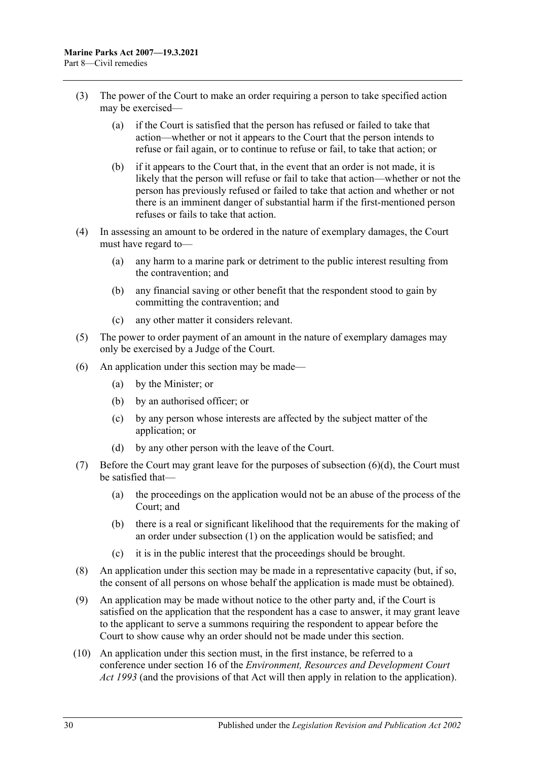(3) The power of the Court to make an order requiring a person to take specified action may be exercised—

(a) if the Court is satisfied that the person has refused or failed to take that action—whether or not it appears to the Court that the person intends to refuse or fail again, or to continue to refuse or fail, to take that action; or

(b) if it appears to the Court that, in the event that an order is not made, it is likely that the person will refuse or fail to take that action—whether or not the person has previously refused or failed to take that action and whether or not there is an imminent danger of substantial harm if the first-mentioned person refuses or fails to take that action.

(4) In assessing an amount to be ordered in the nature of exemplary damages, the Court must have regard to—

(a) any harm to a marine park or detriment to the public interest resulting from the contravention; and

(b) any financial saving or other benefit that the respondent stood to gain by committing the contravention; and

(c) any other matter it considers relevant.

(5) The power to order payment of an amount in the nature of exemplary damages may only be exercised by a Judge of the Court.

(6) An application under this section may be made—

(a) by the Minister; or

(b) by an authorised officer; or

(c) by any person whose interests are affected by the subject matter of the application; or

(d) by any other person with the leave of the Court.

(7) Before the Court may grant leave for the purposes of subsection (6)(d), the Court must be satisfied that—

(a) the proceedings on the application would not be an abuse of the process of the Court; and

(b) there is a real or significant likelihood that the requirements for the making of an order under subsection (1) on the application would be satisfied; and

(c) it is in the public interest that the proceedings should be brought.

(8) An application under this section may be made in a representative capacity (but, if so, the consent of all persons on whose behalf the application is made must be obtained).

(9) An application may be made without notice to the other party and, if the Court is satisfied on the application that the respondent has a case to answer, it may grant leave to the applicant to serve a summons requiring the respondent to appear before the Court to show cause why an order should not be made under this section.

(10) An application under this section must, in the first instance, be referred to a conference under section 16 of the *Environment, Resources and Development Court Act 1993* (and the provisions of that Act will then apply in relation to the application).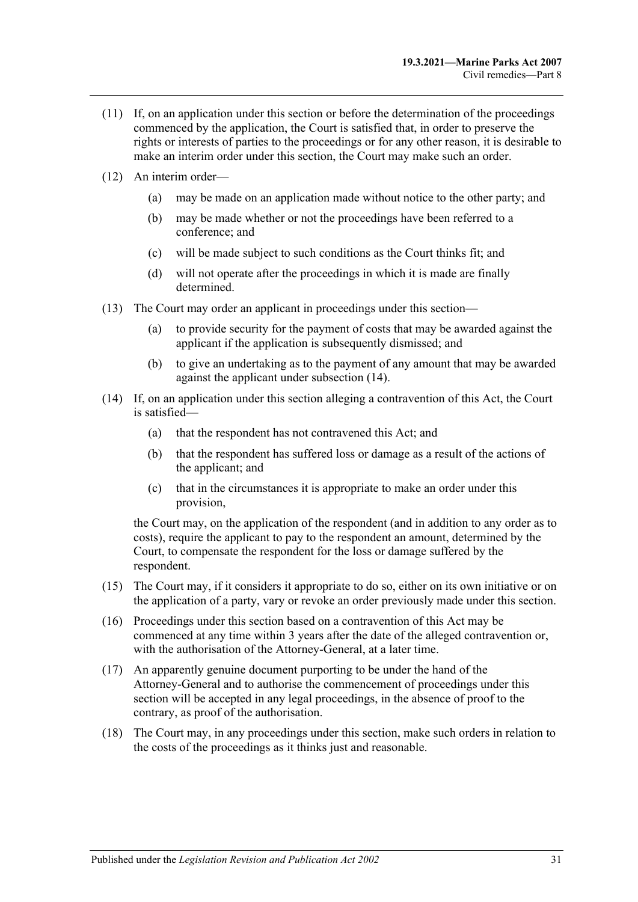(11) If, on an application under this section or before the determination of the proceedings commenced by the application, the Court is satisfied that, in order to preserve the rights or interests of parties to the proceedings or for any other reason, it is desirable to make an interim order under this section, the Court may make such an order.

(12) An interim order—

 (a) may be made on an application made without notice to the other party; and

 (b) may be made whether or not the proceedings have been referred to a conference; and

 (c) will be made subject to such conditions as the Court thinks fit; and

 (d) will not operate after the proceedings in which it is made are finally determined.

(13) The Court may order an applicant in proceedings under this section—

 (a) to provide security for the payment of costs that may be awarded against the applicant if the application is subsequently dismissed; and

 (b) to give an undertaking as to the payment of any amount that may be awarded against the applicant under subsection (14).

(14) If, on an application under this section alleging a contravention of this Act, the Court is satisfied—

 (a) that the respondent has not contravened this Act; and

 (b) that the respondent has suffered loss or damage as a result of the actions of the applicant; and

 (c) that in the circumstances it is appropriate to make an order under this provision,

the Court may, on the application of the respondent (and in addition to any order as to costs), require the applicant to pay to the respondent an amount, determined by the Court, to compensate the respondent for the loss or damage suffered by the respondent.

(15) The Court may, if it considers it appropriate to do so, either on its own initiative or on the application of a party, vary or revoke an order previously made under this section.

(16) Proceedings under this section based on a contravention of this Act may be commenced at any time within 3 years after the date of the alleged contravention or, with the authorisation of the Attorney-General, at a later time.

(17) An apparently genuine document purporting to be under the hand of the Attorney-General and to authorise the commencement of proceedings under this section will be accepted in any legal proceedings, in the absence of proof to the contrary, as proof of the authorisation.

(18) The Court may, in any proceedings under this section, make such orders in relation to the costs of the proceedings as it thinks just and reasonable.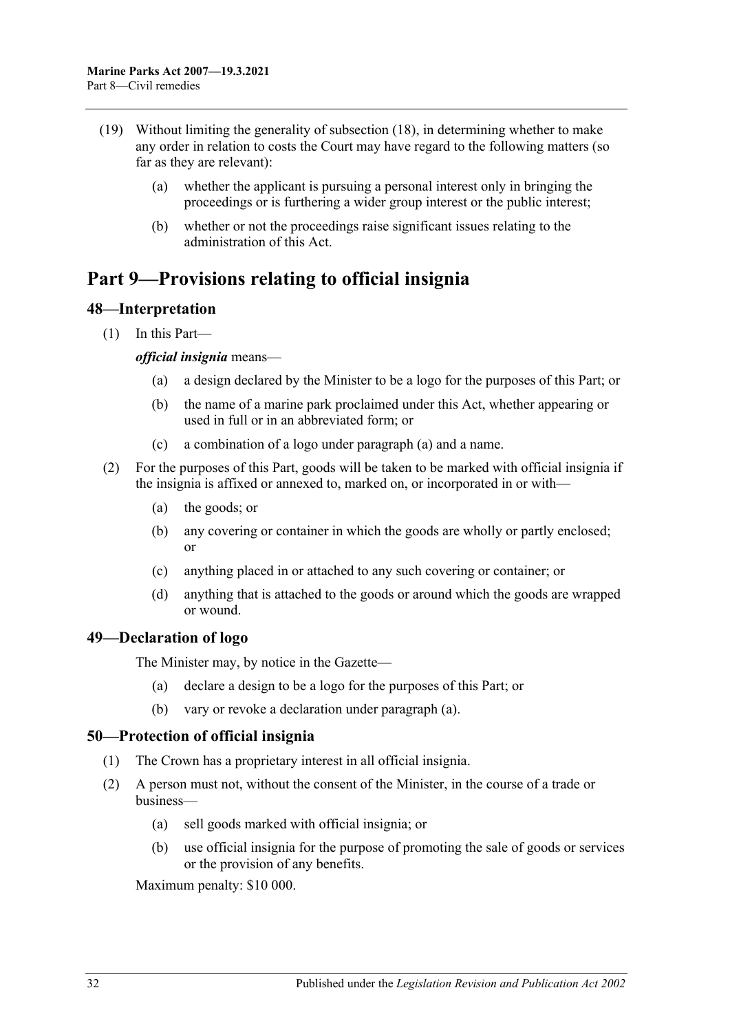(19) Without limiting the generality of subsection (18), in determining whether to make any order in relation to costs the Court may have regard to the following matters (so far as they are relevant):

  (a) whether the applicant is pursuing a personal interest only in bringing the proceedings or is furthering a wider group interest or the public interest;

  (b) whether or not the proceedings raise significant issues relating to the administration of this Act.

# Part 9—Provisions relating to official insignia

## 48—Interpretation

(1) In this Part—

***official insignia*** means—

  (a) a design declared by the Minister to be a logo for the purposes of this Part; or

  (b) the name of a marine park proclaimed under this Act, whether appearing or used in full or in an abbreviated form; or

  (c) a combination of a logo under paragraph (a) and a name.

(2) For the purposes of this Part, goods will be taken to be marked with official insignia if the insignia is affixed or annexed to, marked on, or incorporated in or with—

  (a) the goods; or

  (b) any covering or container in which the goods are wholly or partly enclosed; or

  (c) anything placed in or attached to any such covering or container; or

  (d) anything that is attached to the goods or around which the goods are wrapped or wound.

## 49—Declaration of logo

The Minister may, by notice in the Gazette—

  (a) declare a design to be a logo for the purposes of this Part; or

  (b) vary or revoke a declaration under paragraph (a).

## 50—Protection of official insignia

(1) The Crown has a proprietary interest in all official insignia.

(2) A person must not, without the consent of the Minister, in the course of a trade or business—

  (a) sell goods marked with official insignia; or

  (b) use official insignia for the purpose of promoting the sale of goods or services or the provision of any benefits.

Maximum penalty: $10 000.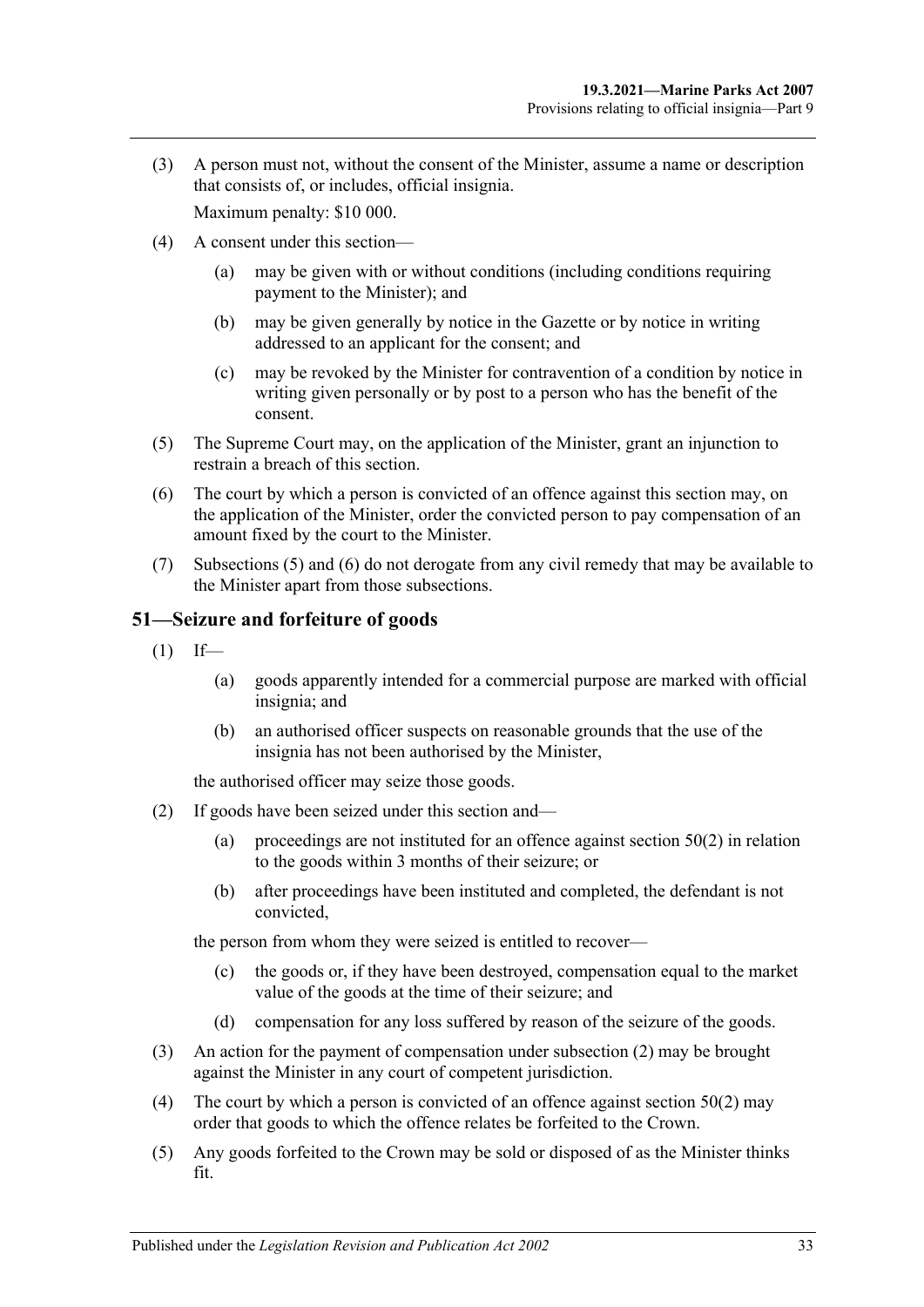(3) A person must not, without the consent of the Minister, assume a name or description that consists of, or includes, official insignia.

Maximum penalty: $10 000.

(4) A consent under this section—

(a) may be given with or without conditions (including conditions requiring payment to the Minister); and

(b) may be given generally by notice in the Gazette or by notice in writing addressed to an applicant for the consent; and

(c) may be revoked by the Minister for contravention of a condition by notice in writing given personally or by post to a person who has the benefit of the consent.

(5) The Supreme Court may, on the application of the Minister, grant an injunction to restrain a breach of this section.

(6) The court by which a person is convicted of an offence against this section may, on the application of the Minister, order the convicted person to pay compensation of an amount fixed by the court to the Minister.

(7) Subsections (5) and (6) do not derogate from any civil remedy that may be available to the Minister apart from those subsections.

## 51—Seizure and forfeiture of goods

(1) If—

(a) goods apparently intended for a commercial purpose are marked with official insignia; and

(b) an authorised officer suspects on reasonable grounds that the use of the insignia has not been authorised by the Minister,

the authorised officer may seize those goods.

(2) If goods have been seized under this section and—

(a) proceedings are not instituted for an offence against section 50(2) in relation to the goods within 3 months of their seizure; or

(b) after proceedings have been instituted and completed, the defendant is not convicted,

the person from whom they were seized is entitled to recover—

(c) the goods or, if they have been destroyed, compensation equal to the market value of the goods at the time of their seizure; and

(d) compensation for any loss suffered by reason of the seizure of the goods.

(3) An action for the payment of compensation under subsection (2) may be brought against the Minister in any court of competent jurisdiction.

(4) The court by which a person is convicted of an offence against section 50(2) may order that goods to which the offence relates be forfeited to the Crown.

(5) Any goods forfeited to the Crown may be sold or disposed of as the Minister thinks fit.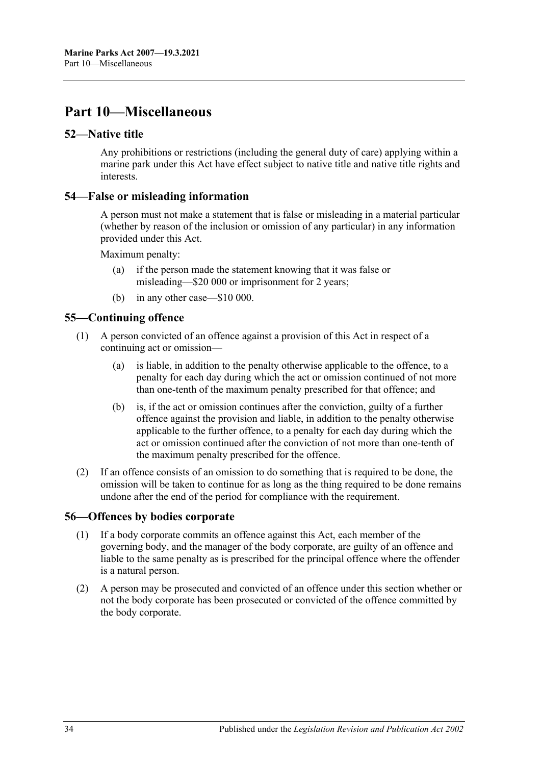# Part 10—Miscellaneous

## 52—Native title

Any prohibitions or restrictions (including the general duty of care) applying within a marine park under this Act have effect subject to native title and native title rights and interests.

## 54—False or misleading information

A person must not make a statement that is false or misleading in a material particular (whether by reason of the inclusion or omission of any particular) in any information provided under this Act.

Maximum penalty:

(a) if the person made the statement knowing that it was false or misleading—$20 000 or imprisonment for 2 years;

(b) in any other case—$10 000.

## 55—Continuing offence

(1) A person convicted of an offence against a provision of this Act in respect of a continuing act or omission—

(a) is liable, in addition to the penalty otherwise applicable to the offence, to a penalty for each day during which the act or omission continued of not more than one-tenth of the maximum penalty prescribed for that offence; and

(b) is, if the act or omission continues after the conviction, guilty of a further offence against the provision and liable, in addition to the penalty otherwise applicable to the further offence, to a penalty for each day during which the act or omission continued after the conviction of not more than one-tenth of the maximum penalty prescribed for the offence.

(2) If an offence consists of an omission to do something that is required to be done, the omission will be taken to continue for as long as the thing required to be done remains undone after the end of the period for compliance with the requirement.

## 56—Offences by bodies corporate

(1) If a body corporate commits an offence against this Act, each member of the governing body, and the manager of the body corporate, are guilty of an offence and liable to the same penalty as is prescribed for the principal offence where the offender is a natural person.

(2) A person may be prosecuted and convicted of an offence under this section whether or not the body corporate has been prosecuted or convicted of the offence committed by the body corporate.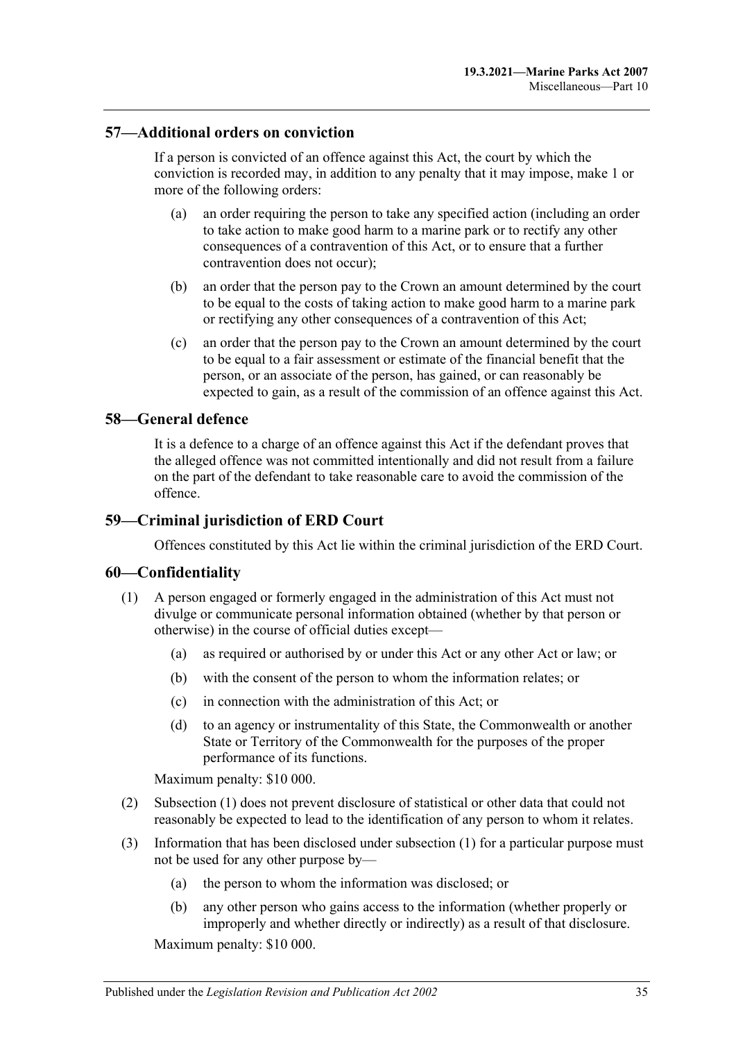## 57—Additional orders on conviction

If a person is convicted of an offence against this Act, the court by which the conviction is recorded may, in addition to any penalty that it may impose, make 1 or more of the following orders:

(a) an order requiring the person to take any specified action (including an order to take action to make good harm to a marine park or to rectify any other consequences of a contravention of this Act, or to ensure that a further contravention does not occur);

(b) an order that the person pay to the Crown an amount determined by the court to be equal to the costs of taking action to make good harm to a marine park or rectifying any other consequences of a contravention of this Act;

(c) an order that the person pay to the Crown an amount determined by the court to be equal to a fair assessment or estimate of the financial benefit that the person, or an associate of the person, has gained, or can reasonably be expected to gain, as a result of the commission of an offence against this Act.

## 58—General defence

It is a defence to a charge of an offence against this Act if the defendant proves that the alleged offence was not committed intentionally and did not result from a failure on the part of the defendant to take reasonable care to avoid the commission of the offence.

## 59—Criminal jurisdiction of ERD Court

Offences constituted by this Act lie within the criminal jurisdiction of the ERD Court.

## 60—Confidentiality

(1) A person engaged or formerly engaged in the administration of this Act must not divulge or communicate personal information obtained (whether by that person or otherwise) in the course of official duties except—

(a) as required or authorised by or under this Act or any other Act or law; or

(b) with the consent of the person to whom the information relates; or

(c) in connection with the administration of this Act; or

(d) to an agency or instrumentality of this State, the Commonwealth or another State or Territory of the Commonwealth for the purposes of the proper performance of its functions.

Maximum penalty: $10 000.

(2) Subsection (1) does not prevent disclosure of statistical or other data that could not reasonably be expected to lead to the identification of any person to whom it relates.

(3) Information that has been disclosed under subsection (1) for a particular purpose must not be used for any other purpose by—

(a) the person to whom the information was disclosed; or

(b) any other person who gains access to the information (whether properly or improperly and whether directly or indirectly) as a result of that disclosure.

Maximum penalty: $10 000.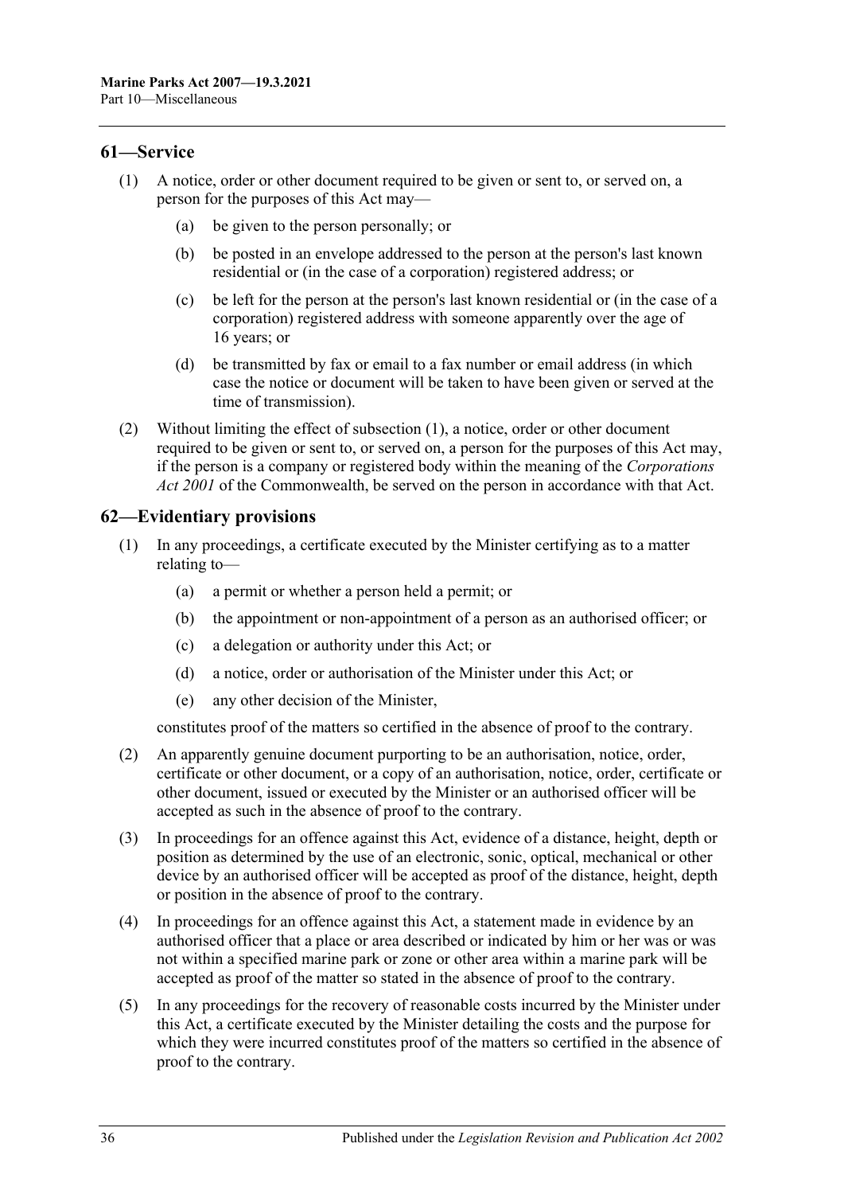## 61—Service

(1) A notice, order or other document required to be given or sent to, or served on, a person for the purposes of this Act may—

(a) be given to the person personally; or

(b) be posted in an envelope addressed to the person at the person's last known residential or (in the case of a corporation) registered address; or

(c) be left for the person at the person's last known residential or (in the case of a corporation) registered address with someone apparently over the age of 16 years; or

(d) be transmitted by fax or email to a fax number or email address (in which case the notice or document will be taken to have been given or served at the time of transmission).

(2) Without limiting the effect of subsection (1), a notice, order or other document required to be given or sent to, or served on, a person for the purposes of this Act may, if the person is a company or registered body within the meaning of the *Corporations Act 2001* of the Commonwealth, be served on the person in accordance with that Act.

## 62—Evidentiary provisions

(1) In any proceedings, a certificate executed by the Minister certifying as to a matter relating to—

(a) a permit or whether a person held a permit; or

(b) the appointment or non-appointment of a person as an authorised officer; or

(c) a delegation or authority under this Act; or

(d) a notice, order or authorisation of the Minister under this Act; or

(e) any other decision of the Minister,

constitutes proof of the matters so certified in the absence of proof to the contrary.

(2) An apparently genuine document purporting to be an authorisation, notice, order, certificate or other document, or a copy of an authorisation, notice, order, certificate or other document, issued or executed by the Minister or an authorised officer will be accepted as such in the absence of proof to the contrary.

(3) In proceedings for an offence against this Act, evidence of a distance, height, depth or position as determined by the use of an electronic, sonic, optical, mechanical or other device by an authorised officer will be accepted as proof of the distance, height, depth or position in the absence of proof to the contrary.

(4) In proceedings for an offence against this Act, a statement made in evidence by an authorised officer that a place or area described or indicated by him or her was or was not within a specified marine park or zone or other area within a marine park will be accepted as proof of the matter so stated in the absence of proof to the contrary.

(5) In any proceedings for the recovery of reasonable costs incurred by the Minister under this Act, a certificate executed by the Minister detailing the costs and the purpose for which they were incurred constitutes proof of the matters so certified in the absence of proof to the contrary.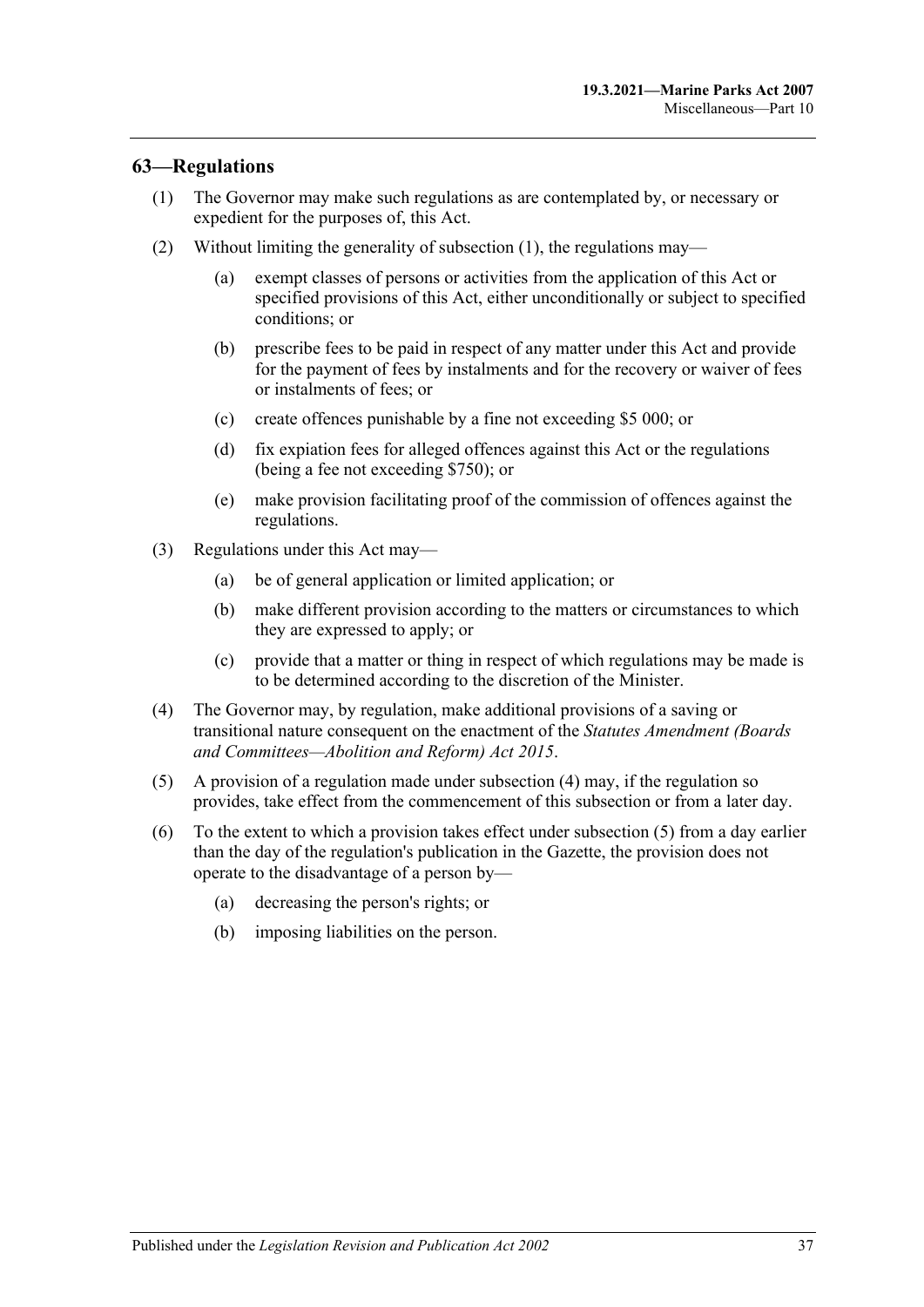## 63—Regulations

(1) The Governor may make such regulations as are contemplated by, or necessary or expedient for the purposes of, this Act.

(2) Without limiting the generality of subsection (1), the regulations may—

  (a) exempt classes of persons or activities from the application of this Act or specified provisions of this Act, either unconditionally or subject to specified conditions; or

  (b) prescribe fees to be paid in respect of any matter under this Act and provide for the payment of fees by instalments and for the recovery or waiver of fees or instalments of fees; or

  (c) create offences punishable by a fine not exceeding $5 000; or

  (d) fix expiation fees for alleged offences against this Act or the regulations (being a fee not exceeding $750); or

  (e) make provision facilitating proof of the commission of offences against the regulations.

(3) Regulations under this Act may—

  (a) be of general application or limited application; or

  (b) make different provision according to the matters or circumstances to which they are expressed to apply; or

  (c) provide that a matter or thing in respect of which regulations may be made is to be determined according to the discretion of the Minister.

(4) The Governor may, by regulation, make additional provisions of a saving or transitional nature consequent on the enactment of the *Statutes Amendment (Boards and Committees—Abolition and Reform) Act 2015*.

(5) A provision of a regulation made under subsection (4) may, if the regulation so provides, take effect from the commencement of this subsection or from a later day.

(6) To the extent to which a provision takes effect under subsection (5) from a day earlier than the day of the regulation's publication in the Gazette, the provision does not operate to the disadvantage of a person by—

  (a) decreasing the person's rights; or

  (b) imposing liabilities on the person.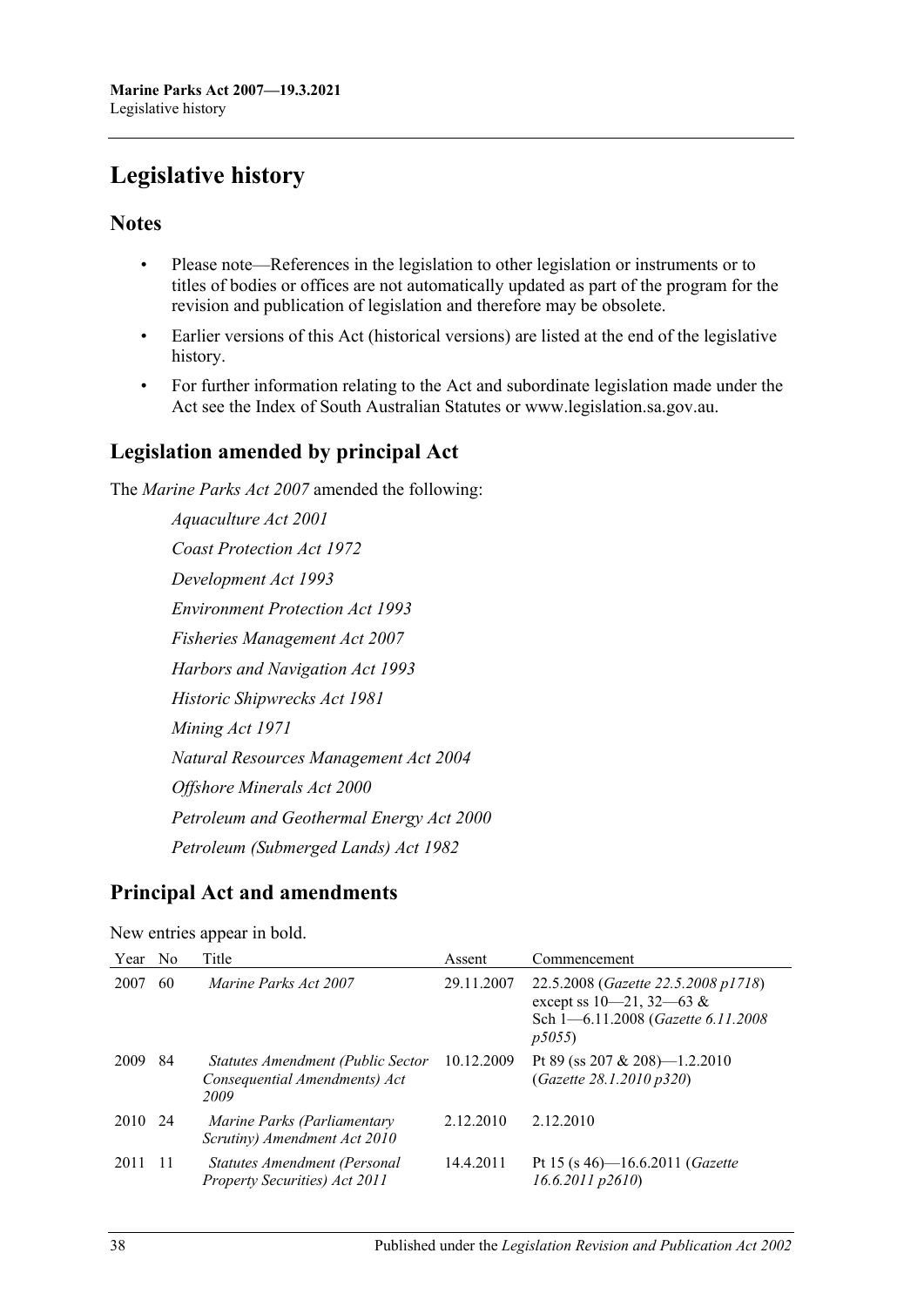# Legislative history

## Notes

- Please note—References in the legislation to other legislation or instruments or to titles of bodies or offices are not automatically updated as part of the program for the revision and publication of legislation and therefore may be obsolete.
- Earlier versions of this Act (historical versions) are listed at the end of the legislative history.
- For further information relating to the Act and subordinate legislation made under the Act see the Index of South Australian Statutes or www.legislation.sa.gov.au.

## Legislation amended by principal Act

The *Marine Parks Act 2007* amended the following:

*Aquaculture Act 2001*

*Coast Protection Act 1972*

*Development Act 1993*

*Environment Protection Act 1993*

*Fisheries Management Act 2007*

*Harbors and Navigation Act 1993*

*Historic Shipwrecks Act 1981*

*Mining Act 1971*

*Natural Resources Management Act 2004*

*Offshore Minerals Act 2000*

*Petroleum and Geothermal Energy Act 2000*

*Petroleum (Submerged Lands) Act 1982*

## Principal Act and amendments

New entries appear in bold.

| Year | No | Title | Assent | Commencement |
|---|---|---|---|---|
| 2007 | 60 | *Marine Parks Act 2007* | 29.11.2007 | 22.5.2008 (*Gazette 22.5.2008 p1718*) except ss 10—21, 32—63 & Sch 1—6.11.2008 (*Gazette 6.11.2008 p5055*) |
| 2009 | 84 | *Statutes Amendment (Public Sector Consequential Amendments) Act 2009* | 10.12.2009 | Pt 89 (ss 207 & 208)—1.2.2010 (*Gazette 28.1.2010 p320*) |
| 2010 | 24 | *Marine Parks (Parliamentary Scrutiny) Amendment Act 2010* | 2.12.2010 | 2.12.2010 |
| 2011 | 11 | *Statutes Amendment (Personal Property Securities) Act 2011* | 14.4.2011 | Pt 15 (s 46)—16.6.2011 (*Gazette 16.6.2011 p2610*) |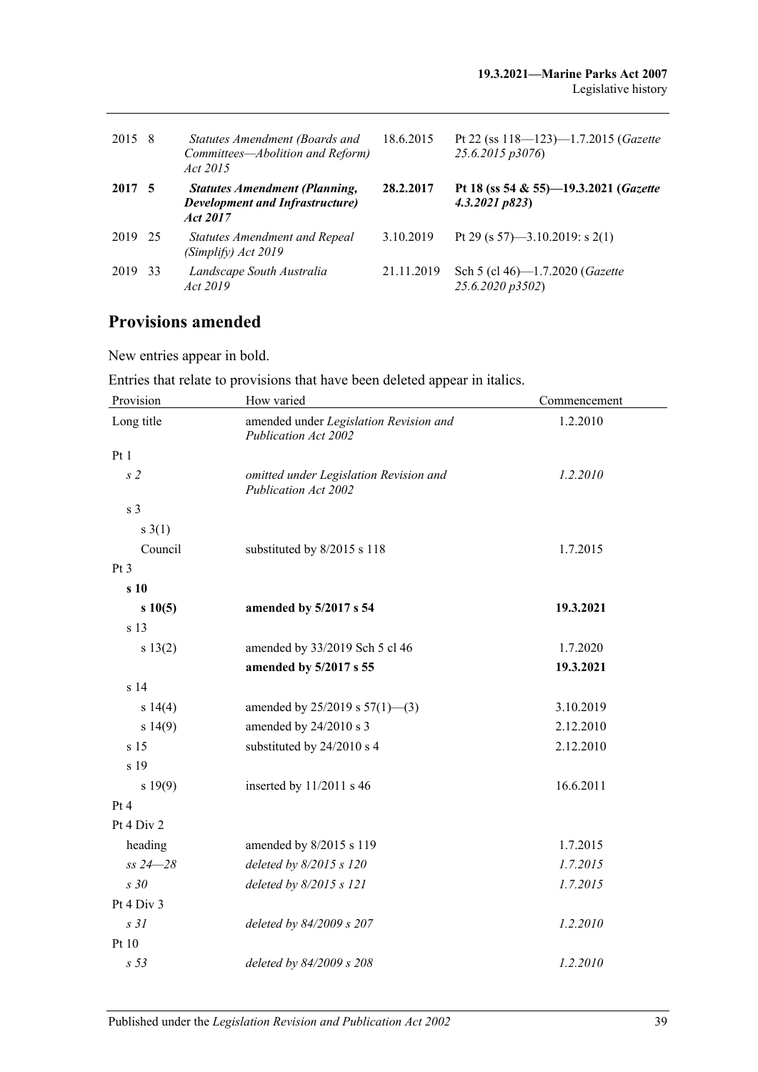| | | | | |
|---|---|---|---|---|
| 2015 | 8 | *Statutes Amendment (Boards and Committees—Abolition and Reform) Act 2015* | 18.6.2015 | Pt 22 (ss 118—123)—1.7.2015 (*Gazette 25.6.2015 p3076*) |
| **2017** | **5** | ***Statutes Amendment (Planning, Development and Infrastructure) Act 2017*** | **28.2.2017** | **Pt 18 (ss 54 & 55)—19.3.2021 (*Gazette 4.3.2021 p823*)** |
| 2019 | 25 | *Statutes Amendment and Repeal (Simplify) Act 2019* | 3.10.2019 | Pt 29 (s 57)—3.10.2019: s 2(1) |
| 2019 | 33 | *Landscape South Australia Act 2019* | 21.11.2019 | Sch 5 (cl 46)—1.7.2020 (*Gazette 25.6.2020 p3502*) |

## Provisions amended

New entries appear in bold.

Entries that relate to provisions that have been deleted appear in italics.

| Provision | How varied | Commencement |
|---|---|---|
| Long title | amended under *Legislation Revision and Publication Act 2002* | 1.2.2010 |
| Pt 1 | | |
| *s 2* | *omitted under Legislation Revision and Publication Act 2002* | *1.2.2010* |
| s 3 | | |
| s 3(1) | | |
| Council | substituted by 8/2015 s 118 | 1.7.2015 |
| Pt 3 | | |
| **s 10** | | |
| **s 10(5)** | **amended by 5/2017 s 54** | **19.3.2021** |
| s 13 | | |
| s 13(2) | amended by 33/2019 Sch 5 cl 46 | 1.7.2020 |
| | **amended by 5/2017 s 55** | **19.3.2021** |
| s 14 | | |
| s 14(4) | amended by 25/2019 s 57(1)—(3) | 3.10.2019 |
| s 14(9) | amended by 24/2010 s 3 | 2.12.2010 |
| s 15 | substituted by 24/2010 s 4 | 2.12.2010 |
| s 19 | | |
| s 19(9) | inserted by 11/2011 s 46 | 16.6.2011 |
| Pt 4 | | |
| Pt 4 Div 2 | | |
| heading | amended by 8/2015 s 119 | 1.7.2015 |
| *ss 24—28* | *deleted by 8/2015 s 120* | *1.7.2015* |
| *s 30* | *deleted by 8/2015 s 121* | *1.7.2015* |
| Pt 4 Div 3 | | |
| *s 31* | *deleted by 84/2009 s 207* | *1.2.2010* |
| Pt 10 | | |
| *s 53* | *deleted by 84/2009 s 208* | *1.2.2010* |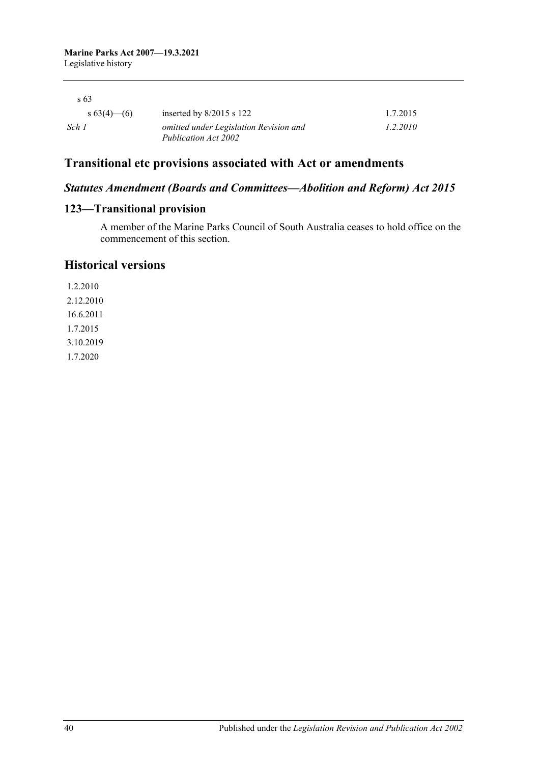| | | |
|---|---|---|
| s 63 | | |
| s 63(4)—(6) | inserted by 8/2015 s 122 | 1.7.2015 |
| *Sch 1* | *omitted under Legislation Revision and Publication Act 2002* | *1.2.2010* |

## Transitional etc provisions associated with Act or amendments

### *Statutes Amendment (Boards and Committees—Abolition and Reform) Act 2015*

### 123—Transitional provision

A member of the Marine Parks Council of South Australia ceases to hold office on the commencement of this section.

## Historical versions

1.2.2010

2.12.2010

16.6.2011

1.7.2015

3.10.2019

1.7.2020